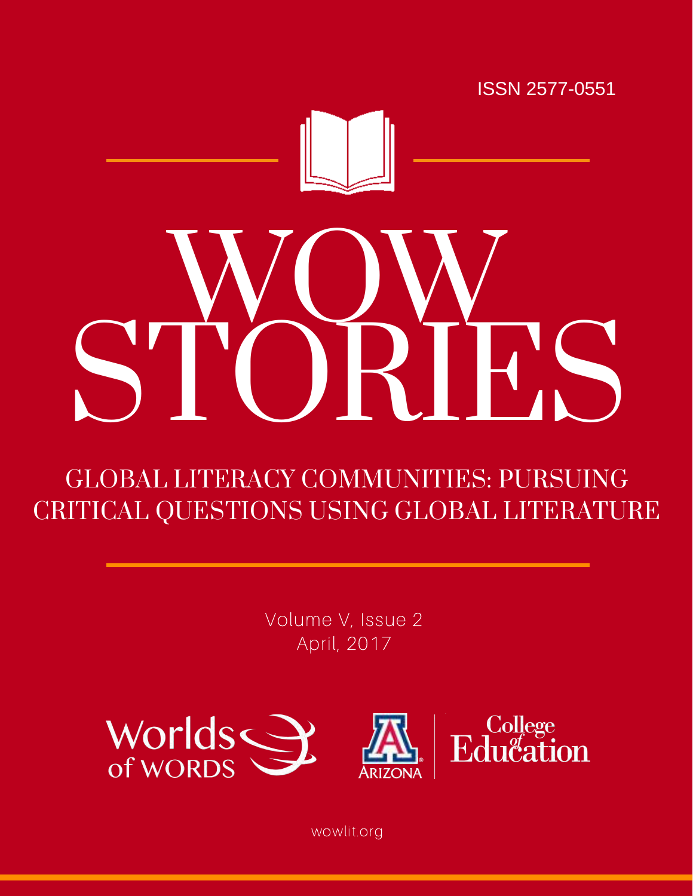ISSN 2577-0551

# WOW STORIES

## GLOBAL LITERACY COMMUNITIES: PURSUING CRITICAL QUESTIONS USING GLOBAL LITERATURE

Volume V, Issue 2
April, 2017

Worlds of WORDS

Arizona College of Education

wowlit.org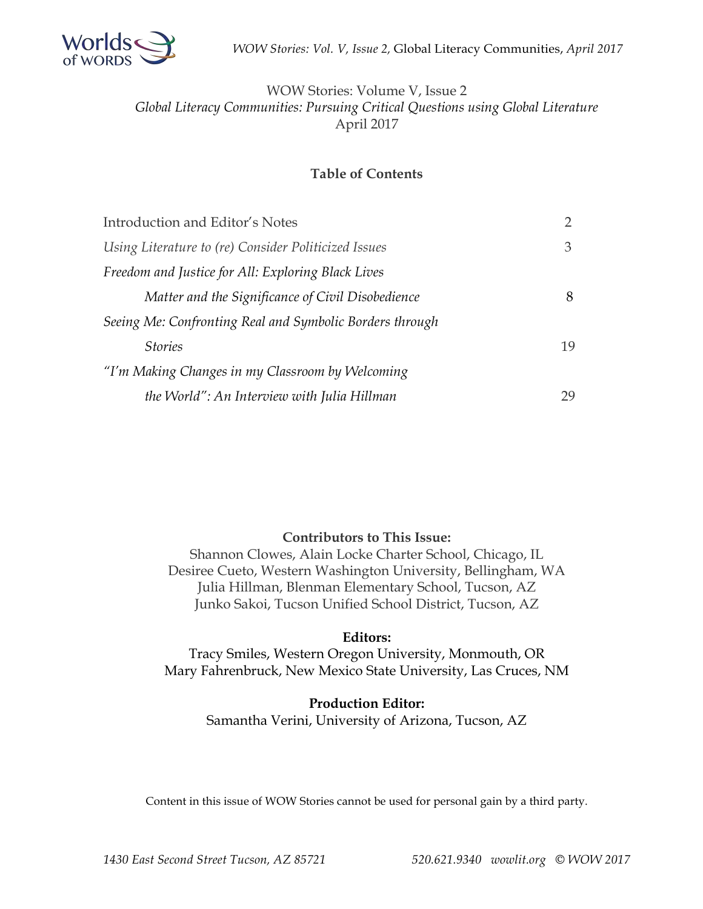WOW Stories: Volume V, Issue 2
*Global Literacy Communities: Pursuing Critical Questions using Global Literature*
April 2017

**Table of Contents**

| | |
|---|---|
| Introduction and Editor's Notes | 2 |
| *Using Literature to (re) Consider Politicized Issues* | 3 |
| *Freedom and Justice for All: Exploring Black Lives Matter and the Significance of Civil Disobedience* | 8 |
| *Seeing Me: Confronting Real and Symbolic Borders through Stories* | 19 |
| *"I'm Making Changes in my Classroom by Welcoming the World": An Interview with Julia Hillman* | 29 |

**Contributors to This Issue:**
Shannon Clowes, Alain Locke Charter School, Chicago, IL
Desiree Cueto, Western Washington University, Bellingham, WA
Julia Hillman, Blenman Elementary School, Tucson, AZ
Junko Sakoi, Tucson Unified School District, Tucson, AZ

**Editors:**
Tracy Smiles, Western Oregon University, Monmouth, OR
Mary Fahrenbruck, New Mexico State University, Las Cruces, NM

**Production Editor:**
Samantha Verini, University of Arizona, Tucson, AZ

Content in this issue of WOW Stories cannot be used for personal gain by a third party.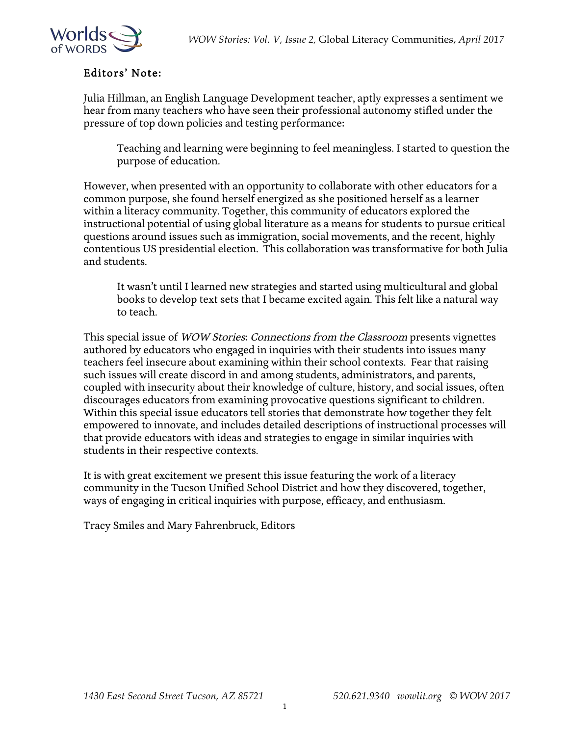### Editors' Note:

Julia Hillman, an English Language Development teacher, aptly expresses a sentiment we hear from many teachers who have seen their professional autonomy stifled under the pressure of top down policies and testing performance:

> Teaching and learning were beginning to feel meaningless. I started to question the purpose of education.

However, when presented with an opportunity to collaborate with other educators for a common purpose, she found herself energized as she positioned herself as a learner within a literacy community. Together, this community of educators explored the instructional potential of using global literature as a means for students to pursue critical questions around issues such as immigration, social movements, and the recent, highly contentious US presidential election. This collaboration was transformative for both Julia and students.

> It wasn't until I learned new strategies and started using multicultural and global books to develop text sets that I became excited again. This felt like a natural way to teach.

This special issue of *WOW Stories*: *Connections from the Classroom* presents vignettes authored by educators who engaged in inquiries with their students into issues many teachers feel insecure about examining within their school contexts. Fear that raising such issues will create discord in and among students, administrators, and parents, coupled with insecurity about their knowledge of culture, history, and social issues, often discourages educators from examining provocative questions significant to children. Within this special issue educators tell stories that demonstrate how together they felt empowered to innovate, and includes detailed descriptions of instructional processes will that provide educators with ideas and strategies to engage in similar inquiries with students in their respective contexts.

It is with great excitement we present this issue featuring the work of a literacy community in the Tucson Unified School District and how they discovered, together, ways of engaging in critical inquiries with purpose, efficacy, and enthusiasm.

Tracy Smiles and Mary Fahrenbruck, Editors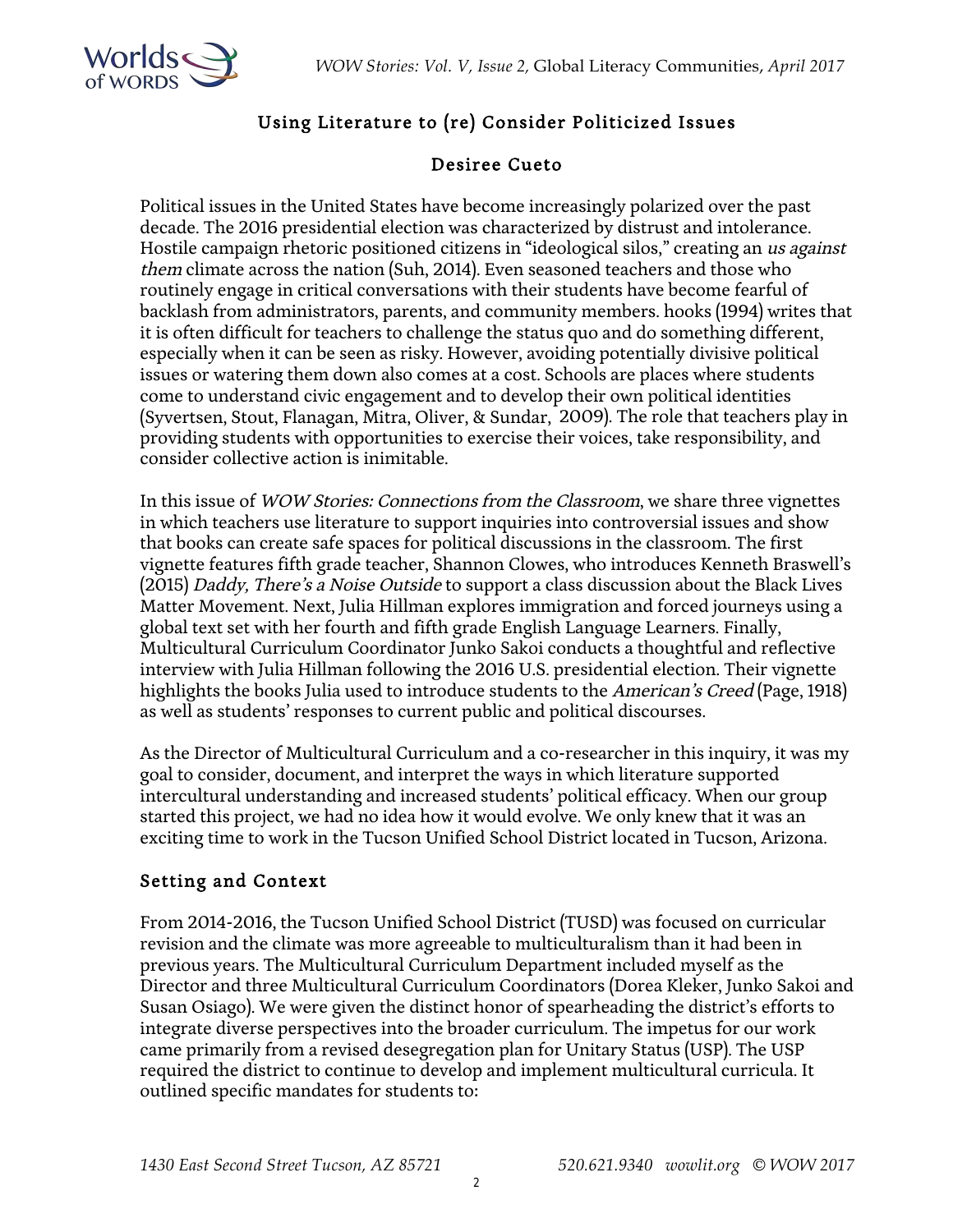# Using Literature to (re) Consider Politicized Issues

## Desiree Cueto

Political issues in the United States have become increasingly polarized over the past decade. The 2016 presidential election was characterized by distrust and intolerance. Hostile campaign rhetoric positioned citizens in "ideological silos," creating an *us against them* climate across the nation (Suh, 2014). Even seasoned teachers and those who routinely engage in critical conversations with their students have become fearful of backlash from administrators, parents, and community members. hooks (1994) writes that it is often difficult for teachers to challenge the status quo and do something different, especially when it can be seen as risky. However, avoiding potentially divisive political issues or watering them down also comes at a cost. Schools are places where students come to understand civic engagement and to develop their own political identities (Syvertsen, Stout, Flanagan, Mitra, Oliver, & Sundar, 2009). The role that teachers play in providing students with opportunities to exercise their voices, take responsibility, and consider collective action is inimitable.

In this issue of *WOW Stories: Connections from the Classroom*, we share three vignettes in which teachers use literature to support inquiries into controversial issues and show that books can create safe spaces for political discussions in the classroom. The first vignette features fifth grade teacher, Shannon Clowes, who introduces Kenneth Braswell's (2015) *Daddy, There's a Noise Outside* to support a class discussion about the Black Lives Matter Movement. Next, Julia Hillman explores immigration and forced journeys using a global text set with her fourth and fifth grade English Language Learners. Finally, Multicultural Curriculum Coordinator Junko Sakoi conducts a thoughtful and reflective interview with Julia Hillman following the 2016 U.S. presidential election. Their vignette highlights the books Julia used to introduce students to the *American's Creed* (Page, 1918) as well as students' responses to current public and political discourses.

As the Director of Multicultural Curriculum and a co-researcher in this inquiry, it was my goal to consider, document, and interpret the ways in which literature supported intercultural understanding and increased students' political efficacy. When our group started this project, we had no idea how it would evolve. We only knew that it was an exciting time to work in the Tucson Unified School District located in Tucson, Arizona.

### Setting and Context

From 2014-2016, the Tucson Unified School District (TUSD) was focused on curricular revision and the climate was more agreeable to multiculturalism than it had been in previous years. The Multicultural Curriculum Department included myself as the Director and three Multicultural Curriculum Coordinators (Dorea Kleker, Junko Sakoi and Susan Osiago). We were given the distinct honor of spearheading the district's efforts to integrate diverse perspectives into the broader curriculum. The impetus for our work came primarily from a revised desegregation plan for Unitary Status (USP). The USP required the district to continue to develop and implement multicultural curricula. It outlined specific mandates for students to: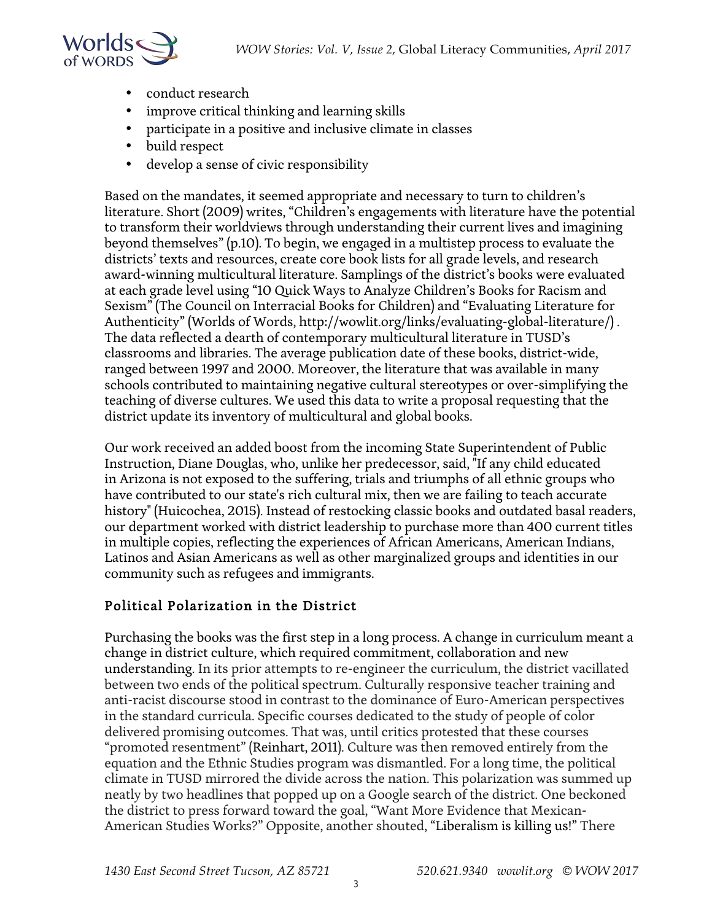- conduct research
- improve critical thinking and learning skills
- participate in a positive and inclusive climate in classes
- build respect
- develop a sense of civic responsibility

Based on the mandates, it seemed appropriate and necessary to turn to children's literature. Short (2009) writes, "Children's engagements with literature have the potential to transform their worldviews through understanding their current lives and imagining beyond themselves" (p.10). To begin, we engaged in a multistep process to evaluate the districts' texts and resources, create core book lists for all grade levels, and research award-winning multicultural literature. Samplings of the district's books were evaluated at each grade level using "10 Quick Ways to Analyze Children's Books for Racism and Sexism" (The Council on Interracial Books for Children) and "Evaluating Literature for Authenticity" (Worlds of Words, http://wowlit.org/links/evaluating-global-literature/) . The data reflected a dearth of contemporary multicultural literature in TUSD's classrooms and libraries. The average publication date of these books, district-wide, ranged between 1997 and 2000. Moreover, the literature that was available in many schools contributed to maintaining negative cultural stereotypes or over-simplifying the teaching of diverse cultures. We used this data to write a proposal requesting that the district update its inventory of multicultural and global books.

Our work received an added boost from the incoming State Superintendent of Public Instruction, Diane Douglas, who, unlike her predecessor, said, "If any child educated in Arizona is not exposed to the suffering, trials and triumphs of all ethnic groups who have contributed to our state's rich cultural mix, then we are failing to teach accurate history" (Huicochea, 2015). Instead of restocking classic books and outdated basal readers, our department worked with district leadership to purchase more than 400 current titles in multiple copies, reflecting the experiences of African Americans, American Indians, Latinos and Asian Americans as well as other marginalized groups and identities in our community such as refugees and immigrants.

## Political Polarization in the District

Purchasing the books was the first step in a long process. A change in curriculum meant a change in district culture, which required commitment, collaboration and new understanding. In its prior attempts to re-engineer the curriculum, the district vacillated between two ends of the political spectrum. Culturally responsive teacher training and anti-racist discourse stood in contrast to the dominance of Euro-American perspectives in the standard curricula. Specific courses dedicated to the study of people of color delivered promising outcomes. That was, until critics protested that these courses "promoted resentment" (Reinhart, 2011). Culture was then removed entirely from the equation and the Ethnic Studies program was dismantled. For a long time, the political climate in TUSD mirrored the divide across the nation. This polarization was summed up neatly by two headlines that popped up on a Google search of the district. One beckoned the district to press forward toward the goal, "Want More Evidence that Mexican-American Studies Works?" Opposite, another shouted, "Liberalism is killing us!" There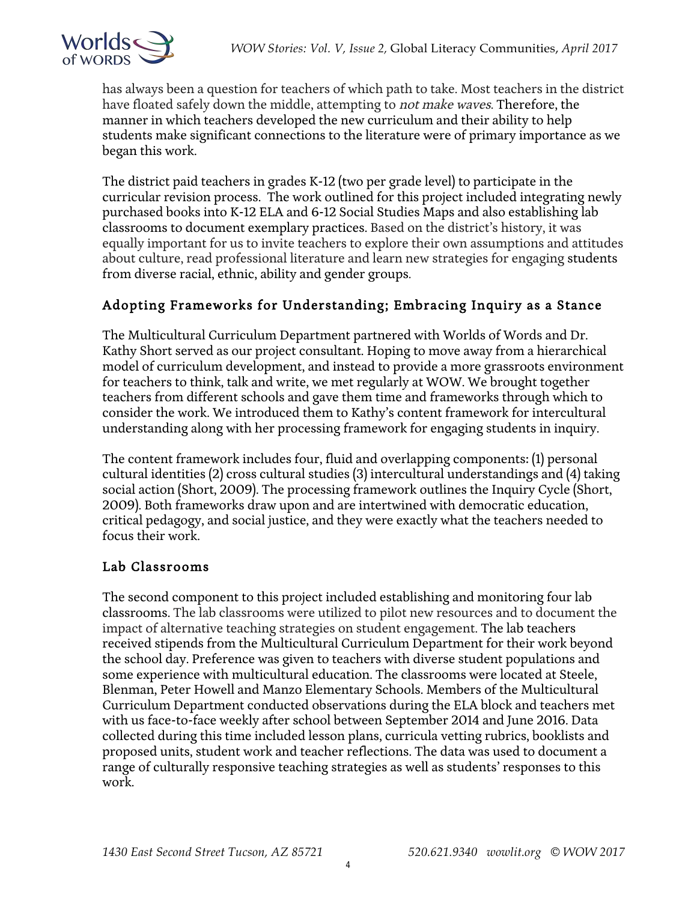has always been a question for teachers of which path to take. Most teachers in the district have floated safely down the middle, attempting to *not make waves*. Therefore, the manner in which teachers developed the new curriculum and their ability to help students make significant connections to the literature were of primary importance as we began this work.

The district paid teachers in grades K-12 (two per grade level) to participate in the curricular revision process. The work outlined for this project included integrating newly purchased books into K-12 ELA and 6-12 Social Studies Maps and also establishing lab classrooms to document exemplary practices. Based on the district's history, it was equally important for us to invite teachers to explore their own assumptions and attitudes about culture, read professional literature and learn new strategies for engaging students from diverse racial, ethnic, ability and gender groups.

## Adopting Frameworks for Understanding; Embracing Inquiry as a Stance

The Multicultural Curriculum Department partnered with Worlds of Words and Dr. Kathy Short served as our project consultant. Hoping to move away from a hierarchical model of curriculum development, and instead to provide a more grassroots environment for teachers to think, talk and write, we met regularly at WOW. We brought together teachers from different schools and gave them time and frameworks through which to consider the work. We introduced them to Kathy's content framework for intercultural understanding along with her processing framework for engaging students in inquiry.

The content framework includes four, fluid and overlapping components: (1) personal cultural identities (2) cross cultural studies (3) intercultural understandings and (4) taking social action (Short, 2009). The processing framework outlines the Inquiry Cycle (Short, 2009). Both frameworks draw upon and are intertwined with democratic education, critical pedagogy, and social justice, and they were exactly what the teachers needed to focus their work.

## Lab Classrooms

The second component to this project included establishing and monitoring four lab classrooms. The lab classrooms were utilized to pilot new resources and to document the impact of alternative teaching strategies on student engagement. The lab teachers received stipends from the Multicultural Curriculum Department for their work beyond the school day. Preference was given to teachers with diverse student populations and some experience with multicultural education. The classrooms were located at Steele, Blenman, Peter Howell and Manzo Elementary Schools. Members of the Multicultural Curriculum Department conducted observations during the ELA block and teachers met with us face-to-face weekly after school between September 2014 and June 2016. Data collected during this time included lesson plans, curricula vetting rubrics, booklists and proposed units, student work and teacher reflections. The data was used to document a range of culturally responsive teaching strategies as well as students' responses to this work.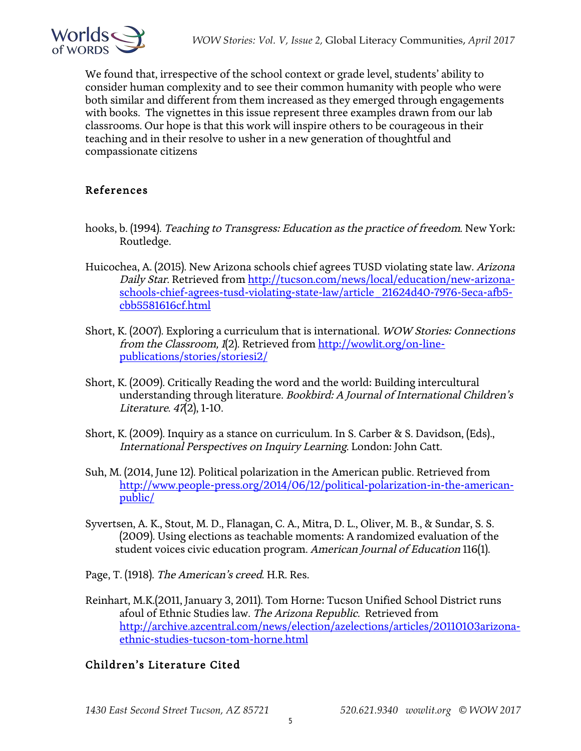We found that, irrespective of the school context or grade level, students' ability to consider human complexity and to see their common humanity with people who were both similar and different from them increased as they emerged through engagements with books. The vignettes in this issue represent three examples drawn from our lab classrooms. Our hope is that this work will inspire others to be courageous in their teaching and in their resolve to usher in a new generation of thoughtful and compassionate citizens

## References

hooks, b. (1994). *Teaching to Transgress: Education as the practice of freedom*. New York: Routledge.

Huicochea, A. (2015). New Arizona schools chief agrees TUSD violating state law. *Arizona Daily Star*. Retrieved from http://tucson.com/news/local/education/new-arizona-schools-chief-agrees-tusd-violating-state-law/article_21624d40-7976-5eca-afb5-cbb5581616cf.html

Short, K. (2007). Exploring a curriculum that is international. *WOW Stories: Connections from the Classroom, 1*(2). Retrieved from http://wowlit.org/on-line-publications/stories/storiesi2/

Short, K. (2009). Critically Reading the word and the world: Building intercultural understanding through literature. *Bookbird: A Journal of International Children's Literature*. *47*(2), 1-10.

Short, K. (2009). Inquiry as a stance on curriculum. In S. Carber & S. Davidson, (Eds)., *International Perspectives on Inquiry Learning*. London: John Catt.

Suh, M. (2014, June 12). Political polarization in the American public. Retrieved from http://www.people-press.org/2014/06/12/political-polarization-in-the-american-public/

Syvertsen, A. K., Stout, M. D., Flanagan, C. A., Mitra, D. L., Oliver, M. B., & Sundar, S. S. (2009). Using elections as teachable moments: A randomized evaluation of the student voices civic education program. *American Journal of Education* 116(1).

Page, T. (1918). *The American's creed*. H.R. Res.

Reinhart, M.K.(2011, January 3, 2011). Tom Horne: Tucson Unified School District runs afoul of Ethnic Studies law. *The Arizona Republic.* Retrieved from http://archive.azcentral.com/news/election/azelections/articles/20110103arizona-ethnic-studies-tucson-tom-horne.html

## Children's Literature Cited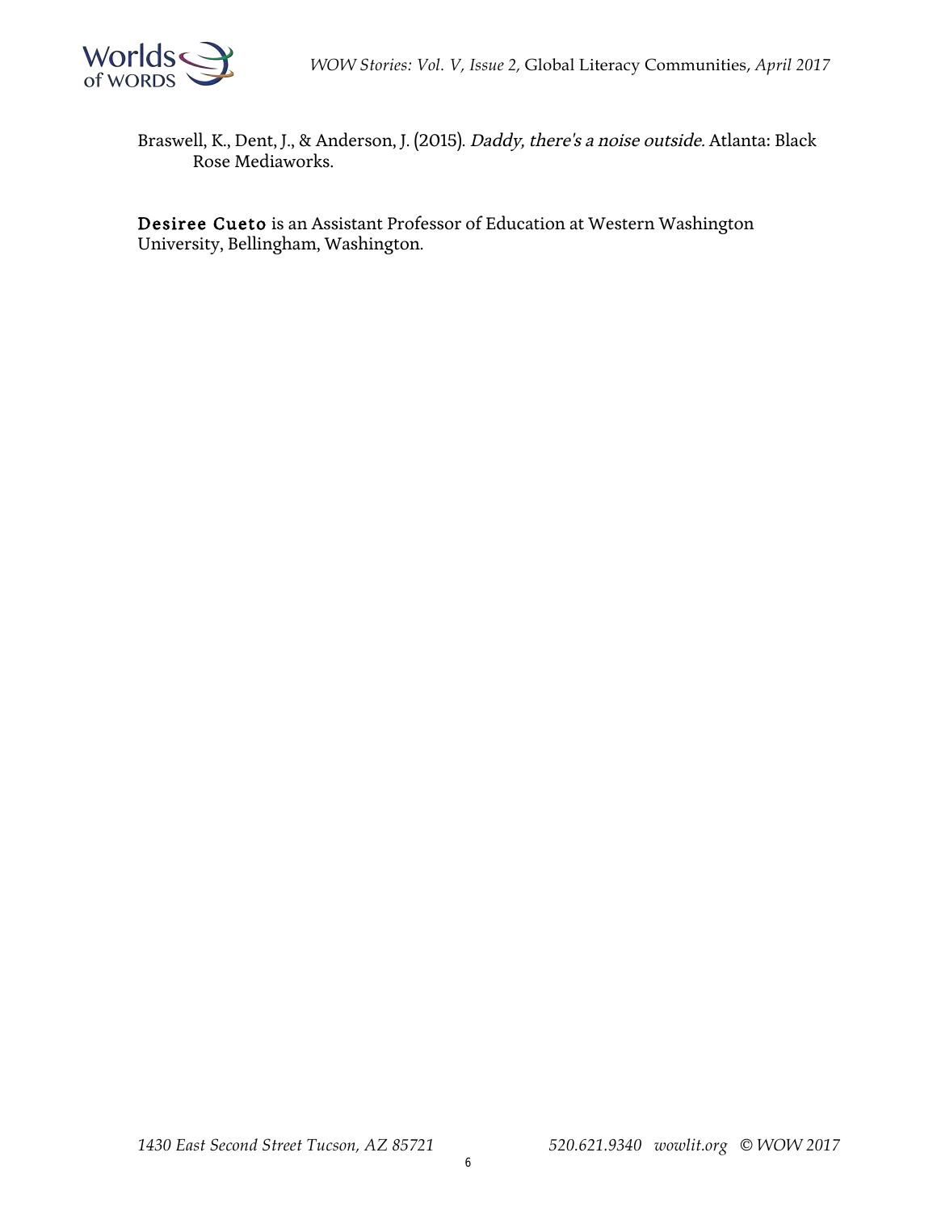Braswell, K., Dent, J., & Anderson, J. (2015). *Daddy, there's a noise outside.* Atlanta: Black Rose Mediaworks.

**Desiree Cueto** is an Assistant Professor of Education at Western Washington University, Bellingham, Washington.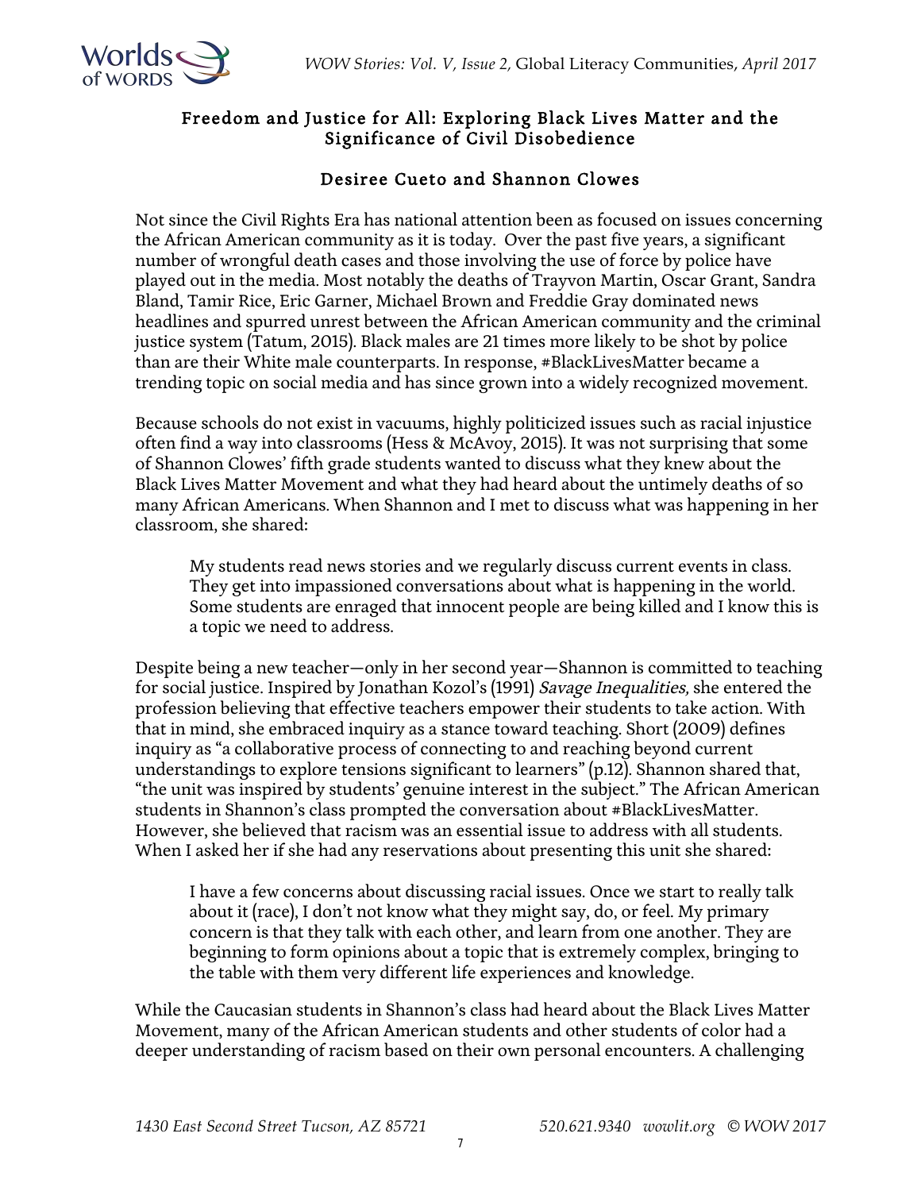# Freedom and Justice for All: Exploring Black Lives Matter and the Significance of Civil Disobedience

## Desiree Cueto and Shannon Clowes

Not since the Civil Rights Era has national attention been as focused on issues concerning the African American community as it is today. Over the past five years, a significant number of wrongful death cases and those involving the use of force by police have played out in the media. Most notably the deaths of Trayvon Martin, Oscar Grant, Sandra Bland, Tamir Rice, Eric Garner, Michael Brown and Freddie Gray dominated news headlines and spurred unrest between the African American community and the criminal justice system (Tatum, 2015). Black males are 21 times more likely to be shot by police than are their White male counterparts. In response, #BlackLivesMatter became a trending topic on social media and has since grown into a widely recognized movement.

Because schools do not exist in vacuums, highly politicized issues such as racial injustice often find a way into classrooms (Hess & McAvoy, 2015). It was not surprising that some of Shannon Clowes' fifth grade students wanted to discuss what they knew about the Black Lives Matter Movement and what they had heard about the untimely deaths of so many African Americans. When Shannon and I met to discuss what was happening in her classroom, she shared:

> My students read news stories and we regularly discuss current events in class. They get into impassioned conversations about what is happening in the world. Some students are enraged that innocent people are being killed and I know this is a topic we need to address.

Despite being a new teacher—only in her second year—Shannon is committed to teaching for social justice. Inspired by Jonathan Kozol's (1991) *Savage Inequalities,* she entered the profession believing that effective teachers empower their students to take action. With that in mind, she embraced inquiry as a stance toward teaching. Short (2009) defines inquiry as "a collaborative process of connecting to and reaching beyond current understandings to explore tensions significant to learners" (p.12). Shannon shared that, "the unit was inspired by students' genuine interest in the subject." The African American students in Shannon's class prompted the conversation about #BlackLivesMatter. However, she believed that racism was an essential issue to address with all students. When I asked her if she had any reservations about presenting this unit she shared:

> I have a few concerns about discussing racial issues. Once we start to really talk about it (race), I don't not know what they might say, do, or feel. My primary concern is that they talk with each other, and learn from one another. They are beginning to form opinions about a topic that is extremely complex, bringing to the table with them very different life experiences and knowledge.

While the Caucasian students in Shannon's class had heard about the Black Lives Matter Movement, many of the African American students and other students of color had a deeper understanding of racism based on their own personal encounters. A challenging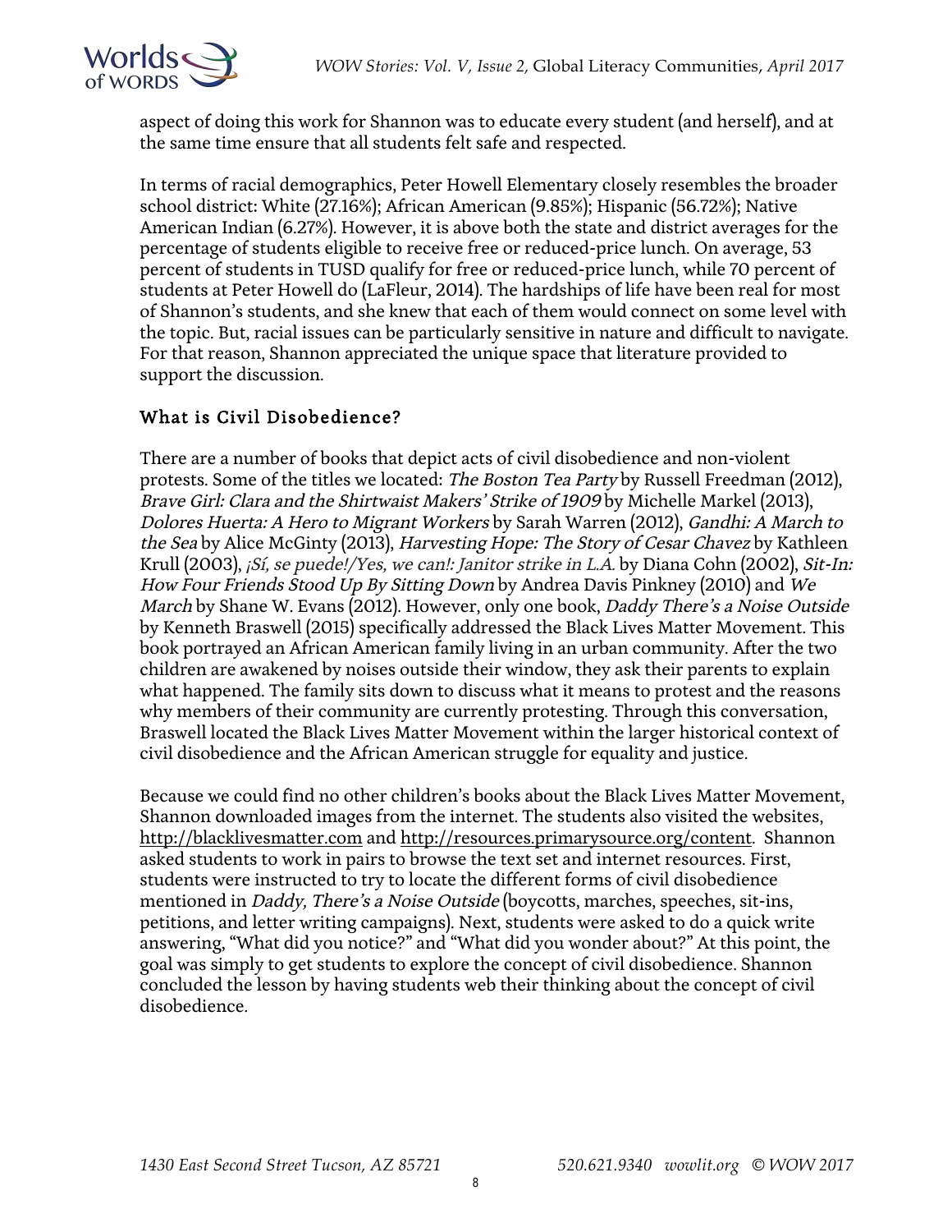aspect of doing this work for Shannon was to educate every student (and herself), and at the same time ensure that all students felt safe and respected.

In terms of racial demographics, Peter Howell Elementary closely resembles the broader school district: White (27.16%); African American (9.85%); Hispanic (56.72%); Native American Indian (6.27%). However, it is above both the state and district averages for the percentage of students eligible to receive free or reduced-price lunch. On average, 53 percent of students in TUSD qualify for free or reduced-price lunch, while 70 percent of students at Peter Howell do (LaFleur, 2014). The hardships of life have been real for most of Shannon's students, and she knew that each of them would connect on some level with the topic. But, racial issues can be particularly sensitive in nature and difficult to navigate. For that reason, Shannon appreciated the unique space that literature provided to support the discussion.

## What is Civil Disobedience?

There are a number of books that depict acts of civil disobedience and non-violent protests. Some of the titles we located: *The Boston Tea Party* by Russell Freedman (2012), *Brave Girl: Clara and the Shirtwaist Makers' Strike of 1909* by Michelle Markel (2013), *Dolores Huerta: A Hero to Migrant Workers* by Sarah Warren (2012), *Gandhi: A March to the Sea* by Alice McGinty (2013), *Harvesting Hope: The Story of Cesar Chavez* by Kathleen Krull (2003), *¡Sí, se puede!/Yes, we can!: Janitor strike in L.A.* by Diana Cohn (2002), *Sit-In: How Four Friends Stood Up By Sitting Down* by Andrea Davis Pinkney (2010) and *We March* by Shane W. Evans (2012). However, only one book, *Daddy There's a Noise Outside* by Kenneth Braswell (2015) specifically addressed the Black Lives Matter Movement. This book portrayed an African American family living in an urban community. After the two children are awakened by noises outside their window, they ask their parents to explain what happened. The family sits down to discuss what it means to protest and the reasons why members of their community are currently protesting. Through this conversation, Braswell located the Black Lives Matter Movement within the larger historical context of civil disobedience and the African American struggle for equality and justice.

Because we could find no other children's books about the Black Lives Matter Movement, Shannon downloaded images from the internet. The students also visited the websites, http://blacklivesmatter.com and http://resources.primarysource.org/content. Shannon asked students to work in pairs to browse the text set and internet resources. First, students were instructed to try to locate the different forms of civil disobedience mentioned in *Daddy, There's a Noise Outside* (boycotts, marches, speeches, sit-ins, petitions, and letter writing campaigns). Next, students were asked to do a quick write answering, "What did you notice?" and "What did you wonder about?" At this point, the goal was simply to get students to explore the concept of civil disobedience. Shannon concluded the lesson by having students web their thinking about the concept of civil disobedience.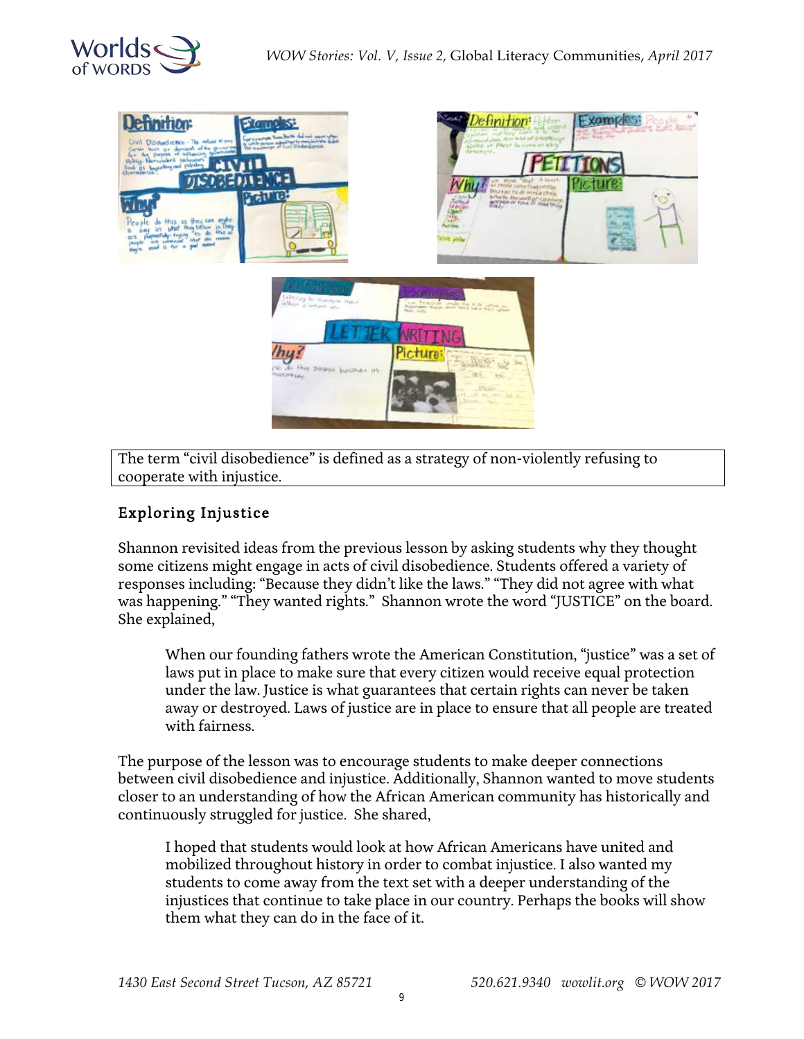The term “civil disobedience” is defined as a strategy of non-violently refusing to cooperate with injustice.

## Exploring Injustice

Shannon revisited ideas from the previous lesson by asking students why they thought some citizens might engage in acts of civil disobedience. Students offered a variety of responses including: “Because they didn’t like the laws.” “They did not agree with what was happening.” “They wanted rights.” Shannon wrote the word “JUSTICE” on the board. She explained,

> When our founding fathers wrote the American Constitution, “justice” was a set of laws put in place to make sure that every citizen would receive equal protection under the law. Justice is what guarantees that certain rights can never be taken away or destroyed. Laws of justice are in place to ensure that all people are treated with fairness.

The purpose of the lesson was to encourage students to make deeper connections between civil disobedience and injustice. Additionally, Shannon wanted to move students closer to an understanding of how the African American community has historically and continuously struggled for justice. She shared,

> I hoped that students would look at how African Americans have united and mobilized throughout history in order to combat injustice. I also wanted my students to come away from the text set with a deeper understanding of the injustices that continue to take place in our country. Perhaps the books will show them what they can do in the face of it.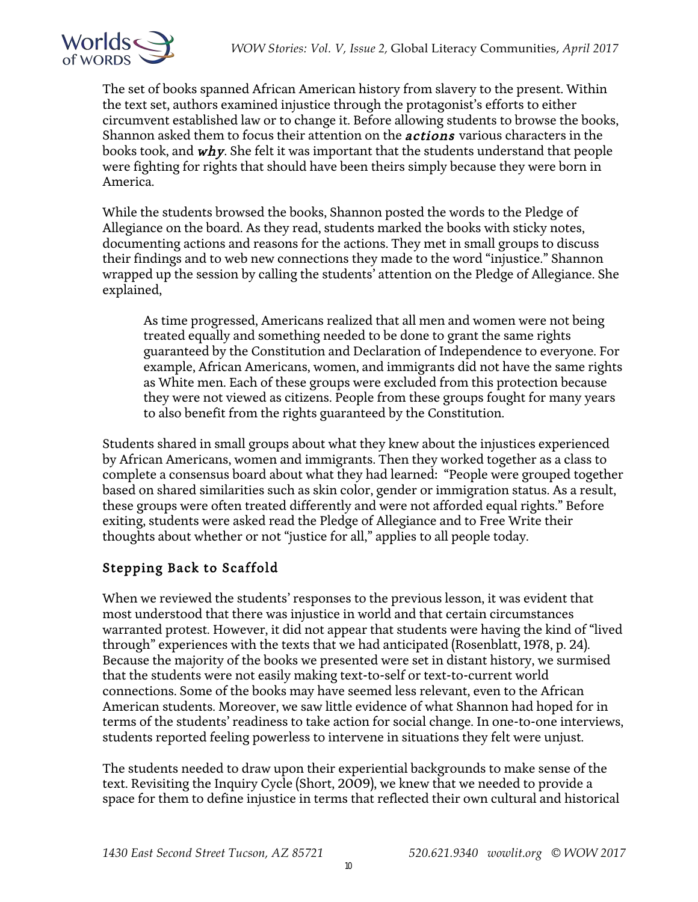The set of books spanned African American history from slavery to the present. Within the text set, authors examined injustice through the protagonist's efforts to either circumvent established law or to change it. Before allowing students to browse the books, Shannon asked them to focus their attention on the ***actions*** various characters in the books took, and ***why***. She felt it was important that the students understand that people were fighting for rights that should have been theirs simply because they were born in America.

While the students browsed the books, Shannon posted the words to the Pledge of Allegiance on the board. As they read, students marked the books with sticky notes, documenting actions and reasons for the actions. They met in small groups to discuss their findings and to web new connections they made to the word "injustice." Shannon wrapped up the session by calling the students' attention on the Pledge of Allegiance. She explained,

> As time progressed, Americans realized that all men and women were not being treated equally and something needed to be done to grant the same rights guaranteed by the Constitution and Declaration of Independence to everyone. For example, African Americans, women, and immigrants did not have the same rights as White men. Each of these groups were excluded from this protection because they were not viewed as citizens. People from these groups fought for many years to also benefit from the rights guaranteed by the Constitution.

Students shared in small groups about what they knew about the injustices experienced by African Americans, women and immigrants. Then they worked together as a class to complete a consensus board about what they had learned: "People were grouped together based on shared similarities such as skin color, gender or immigration status. As a result, these groups were often treated differently and were not afforded equal rights." Before exiting, students were asked read the Pledge of Allegiance and to Free Write their thoughts about whether or not "justice for all," applies to all people today.

## Stepping Back to Scaffold

When we reviewed the students' responses to the previous lesson, it was evident that most understood that there was injustice in world and that certain circumstances warranted protest. However, it did not appear that students were having the kind of "lived through" experiences with the texts that we had anticipated (Rosenblatt, 1978, p. 24). Because the majority of the books we presented were set in distant history, we surmised that the students were not easily making text-to-self or text-to-current world connections. Some of the books may have seemed less relevant, even to the African American students. Moreover, we saw little evidence of what Shannon had hoped for in terms of the students' readiness to take action for social change. In one-to-one interviews, students reported feeling powerless to intervene in situations they felt were unjust.

The students needed to draw upon their experiential backgrounds to make sense of the text. Revisiting the Inquiry Cycle (Short, 2009), we knew that we needed to provide a space for them to define injustice in terms that reflected their own cultural and historical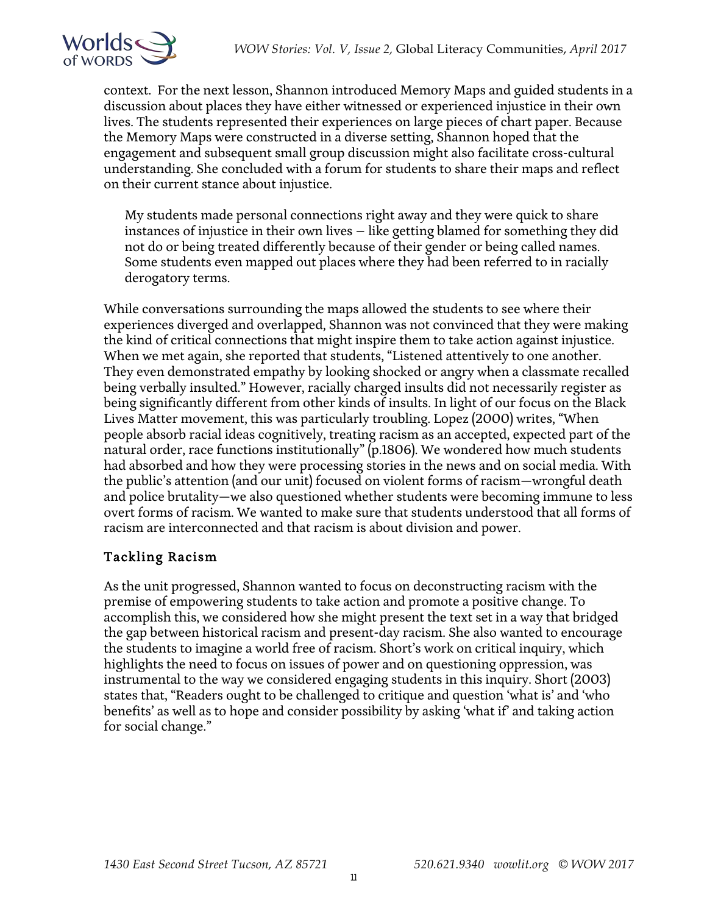context. For the next lesson, Shannon introduced Memory Maps and guided students in a discussion about places they have either witnessed or experienced injustice in their own lives. The students represented their experiences on large pieces of chart paper. Because the Memory Maps were constructed in a diverse setting, Shannon hoped that the engagement and subsequent small group discussion might also facilitate cross-cultural understanding. She concluded with a forum for students to share their maps and reflect on their current stance about injustice.

> My students made personal connections right away and they were quick to share instances of injustice in their own lives – like getting blamed for something they did not do or being treated differently because of their gender or being called names. Some students even mapped out places where they had been referred to in racially derogatory terms.

While conversations surrounding the maps allowed the students to see where their experiences diverged and overlapped, Shannon was not convinced that they were making the kind of critical connections that might inspire them to take action against injustice. When we met again, she reported that students, "Listened attentively to one another. They even demonstrated empathy by looking shocked or angry when a classmate recalled being verbally insulted." However, racially charged insults did not necessarily register as being significantly different from other kinds of insults. In light of our focus on the Black Lives Matter movement, this was particularly troubling. Lopez (2000) writes, "When people absorb racial ideas cognitively, treating racism as an accepted, expected part of the natural order, race functions institutionally" (p.1806). We wondered how much students had absorbed and how they were processing stories in the news and on social media. With the public's attention (and our unit) focused on violent forms of racism—wrongful death and police brutality—we also questioned whether students were becoming immune to less overt forms of racism. We wanted to make sure that students understood that all forms of racism are interconnected and that racism is about division and power.

## Tackling Racism

As the unit progressed, Shannon wanted to focus on deconstructing racism with the premise of empowering students to take action and promote a positive change. To accomplish this, we considered how she might present the text set in a way that bridged the gap between historical racism and present-day racism. She also wanted to encourage the students to imagine a world free of racism. Short's work on critical inquiry, which highlights the need to focus on issues of power and on questioning oppression, was instrumental to the way we considered engaging students in this inquiry. Short (2003) states that, "Readers ought to be challenged to critique and question 'what is' and 'who benefits' as well as to hope and consider possibility by asking 'what if' and taking action for social change."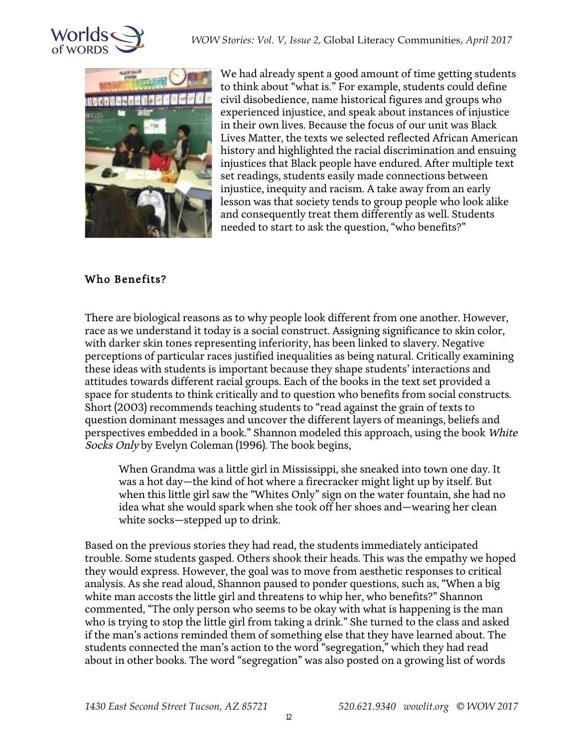We had already spent a good amount of time getting students to think about "what is." For example, students could define civil disobedience, name historical figures and groups who experienced injustice, and speak about instances of injustice in their own lives. Because the focus of our unit was Black Lives Matter, the texts we selected reflected African American history and highlighted the racial discrimination and ensuing injustices that Black people have endured. After multiple text set readings, students easily made connections between injustice, inequity and racism. A take away from an early lesson was that society tends to group people who look alike and consequently treat them differently as well. Students needed to start to ask the question, "who benefits?"

## Who Benefits?

There are biological reasons as to why people look different from one another. However, race as we understand it today is a social construct. Assigning significance to skin color, with darker skin tones representing inferiority, has been linked to slavery. Negative perceptions of particular races justified inequalities as being natural. Critically examining these ideas with students is important because they shape students' interactions and attitudes towards different racial groups. Each of the books in the text set provided a space for students to think critically and to question who benefits from social constructs. Short (2003) recommends teaching students to "read against the grain of texts to question dominant messages and uncover the different layers of meanings, beliefs and perspectives embedded in a book." Shannon modeled this approach, using the book *White Socks Only* by Evelyn Coleman (1996). The book begins,

> When Grandma was a little girl in Mississippi, she sneaked into town one day. It was a hot day—the kind of hot where a firecracker might light up by itself. But when this little girl saw the "Whites Only" sign on the water fountain, she had no idea what she would spark when she took off her shoes and—wearing her clean white socks—stepped up to drink.

Based on the previous stories they had read, the students immediately anticipated trouble. Some students gasped. Others shook their heads. This was the empathy we hoped they would express. However, the goal was to move from aesthetic responses to critical analysis. As she read aloud, Shannon paused to ponder questions, such as, "When a big white man accosts the little girl and threatens to whip her, who benefits?" Shannon commented, "The only person who seems to be okay with what is happening is the man who is trying to stop the little girl from taking a drink." She turned to the class and asked if the man's actions reminded them of something else that they have learned about. The students connected the man's action to the word "segregation," which they had read about in other books. The word "segregation" was also posted on a growing list of words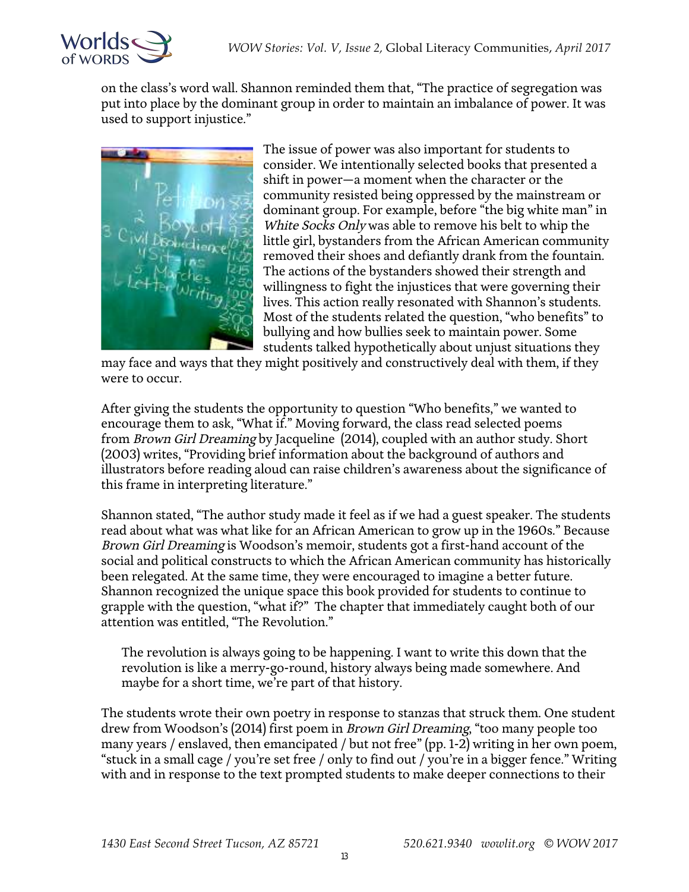on the class's word wall. Shannon reminded them that, "The practice of segregation was put into place by the dominant group in order to maintain an imbalance of power. It was used to support injustice."

The issue of power was also important for students to consider. We intentionally selected books that presented a shift in power—a moment when the character or the community resisted being oppressed by the mainstream or dominant group. For example, before "the big white man" in *White Socks Only* was able to remove his belt to whip the little girl, bystanders from the African American community removed their shoes and defiantly drank from the fountain. The actions of the bystanders showed their strength and willingness to fight the injustices that were governing their lives. This action really resonated with Shannon's students. Most of the students related the question, "who benefits" to bullying and how bullies seek to maintain power. Some students talked hypothetically about unjust situations they may face and ways that they might positively and constructively deal with them, if they were to occur.

After giving the students the opportunity to question "Who benefits," we wanted to encourage them to ask, "What if." Moving forward, the class read selected poems from *Brown Girl Dreaming* by Jacqueline (2014), coupled with an author study. Short (2003) writes, "Providing brief information about the background of authors and illustrators before reading aloud can raise children's awareness about the significance of this frame in interpreting literature."

Shannon stated, "The author study made it feel as if we had a guest speaker. The students read about what was what like for an African American to grow up in the 1960s." Because *Brown Girl Dreaming* is Woodson's memoir, students got a first-hand account of the social and political constructs to which the African American community has historically been relegated. At the same time, they were encouraged to imagine a better future. Shannon recognized the unique space this book provided for students to continue to grapple with the question, "what if?" The chapter that immediately caught both of our attention was entitled, "The Revolution."

> The revolution is always going to be happening. I want to write this down that the revolution is like a merry-go-round, history always being made somewhere. And maybe for a short time, we're part of that history.

The students wrote their own poetry in response to stanzas that struck them. One student drew from Woodson's (2014) first poem in *Brown Girl Dreaming*, "too many people too many years / enslaved, then emancipated / but not free" (pp. 1-2) writing in her own poem, "stuck in a small cage / you're set free / only to find out / you're in a bigger fence." Writing with and in response to the text prompted students to make deeper connections to their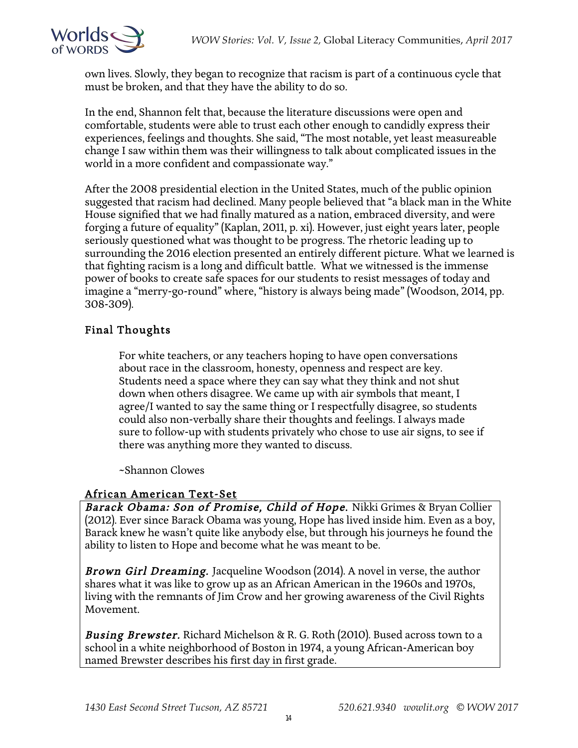own lives. Slowly, they began to recognize that racism is part of a continuous cycle that must be broken, and that they have the ability to do so.

In the end, Shannon felt that, because the literature discussions were open and comfortable, students were able to trust each other enough to candidly express their experiences, feelings and thoughts. She said, "The most notable, yet least measureable change I saw within them was their willingness to talk about complicated issues in the world in a more confident and compassionate way."

After the 2008 presidential election in the United States, much of the public opinion suggested that racism had declined. Many people believed that "a black man in the White House signified that we had finally matured as a nation, embraced diversity, and were forging a future of equality" (Kaplan, 2011, p. xi). However, just eight years later, people seriously questioned what was thought to be progress. The rhetoric leading up to surrounding the 2016 election presented an entirely different picture. What we learned is that fighting racism is a long and difficult battle. What we witnessed is the immense power of books to create safe spaces for our students to resist messages of today and imagine a "merry-go-round" where, "history is always being made" (Woodson, 2014, pp. 308-309).

## Final Thoughts

> For white teachers, or any teachers hoping to have open conversations about race in the classroom, honesty, openness and respect are key. Students need a space where they can say what they think and not shut down when others disagree. We came up with air symbols that meant, I agree/I wanted to say the same thing or I respectfully disagree, so students could also non-verbally share their thoughts and feelings. I always made sure to follow-up with students privately who chose to use air signs, to see if there was anything more they wanted to discuss.
>
> ~Shannon Clowes

## African American Text-Set

***Barack Obama: Son of Promise, Child of Hope.*** Nikki Grimes & Bryan Collier (2012). Ever since Barack Obama was young, Hope has lived inside him. Even as a boy, Barack knew he wasn't quite like anybody else, but through his journeys he found the ability to listen to Hope and become what he was meant to be.

***Brown Girl Dreaming.*** Jacqueline Woodson (2014). A novel in verse, the author shares what it was like to grow up as an African American in the 1960s and 1970s, living with the remnants of Jim Crow and her growing awareness of the Civil Rights Movement.

***Busing Brewster.*** Richard Michelson & R. G. Roth (2010). Bused across town to a school in a white neighborhood of Boston in 1974, a young African-American boy named Brewster describes his first day in first grade.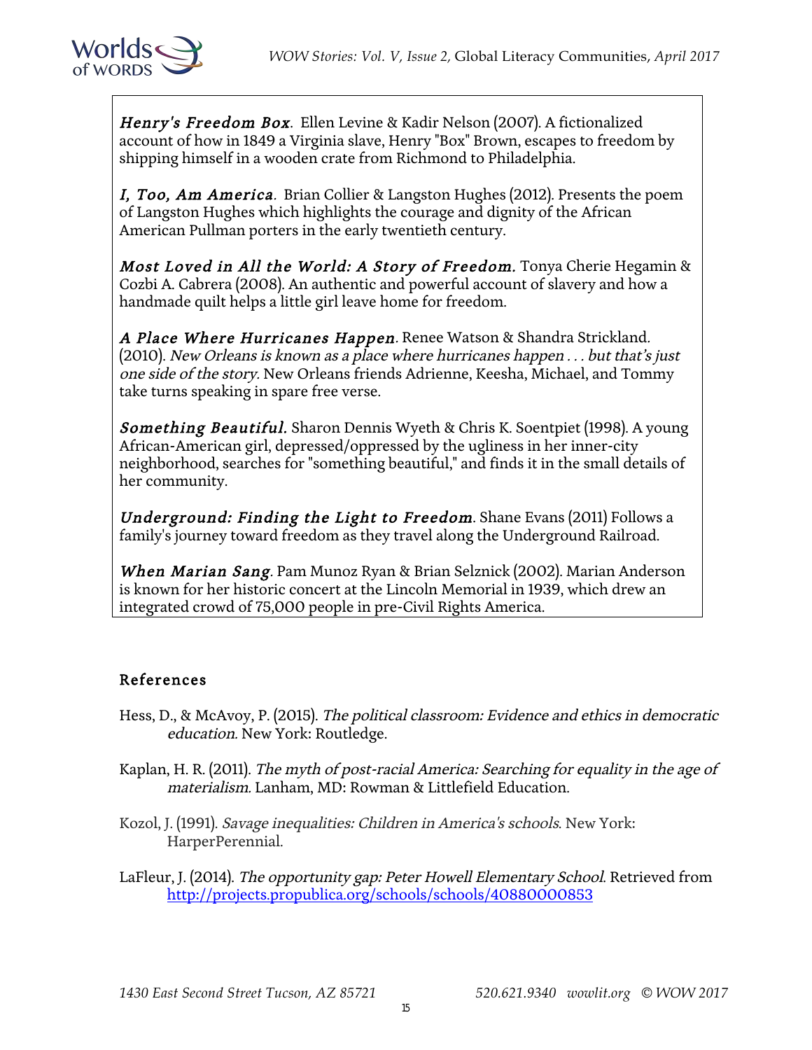***Henry's Freedom Box***. Ellen Levine & Kadir Nelson (2007). A fictionalized account of how in 1849 a Virginia slave, Henry "Box" Brown, escapes to freedom by shipping himself in a wooden crate from Richmond to Philadelphia.

***I, Too, Am America***. Brian Collier & Langston Hughes (2012). Presents the poem of Langston Hughes which highlights the courage and dignity of the African American Pullman porters in the early twentieth century.

***Most Loved in All the World: A Story of Freedom.*** Tonya Cherie Hegamin & Cozbi A. Cabrera (2008). An authentic and powerful account of slavery and how a handmade quilt helps a little girl leave home for freedom.

***A Place Where Hurricanes Happen***. Renee Watson & Shandra Strickland. (2010). *New Orleans is known as a place where hurricanes happen . . . but that's just one side of the story.* New Orleans friends Adrienne, Keesha, Michael, and Tommy take turns speaking in spare free verse.

***Something Beautiful.*** Sharon Dennis Wyeth & Chris K. Soentpiet (1998). A young African-American girl, depressed/oppressed by the ugliness in her inner-city neighborhood, searches for "something beautiful," and finds it in the small details of her community.

***Underground: Finding the Light to Freedom***. Shane Evans (2011) Follows a family's journey toward freedom as they travel along the Underground Railroad.

***When Marian Sang***. Pam Munoz Ryan & Brian Selznick (2002). Marian Anderson is known for her historic concert at the Lincoln Memorial in 1939, which drew an integrated crowd of 75,000 people in pre-Civil Rights America.

## References

Hess, D., & McAvoy, P. (2015). *The political classroom: Evidence and ethics in democratic education.* New York: Routledge.

Kaplan, H. R. (2011). *The myth of post-racial America: Searching for equality in the age of materialism.* Lanham, MD: Rowman & Littlefield Education.

Kozol, J. (1991). *Savage inequalities: Children in America's schools*. New York: HarperPerennial.

LaFleur, J. (2014). *The opportunity gap: Peter Howell Elementary School*. Retrieved from http://projects.propublica.org/schools/schools/40880000853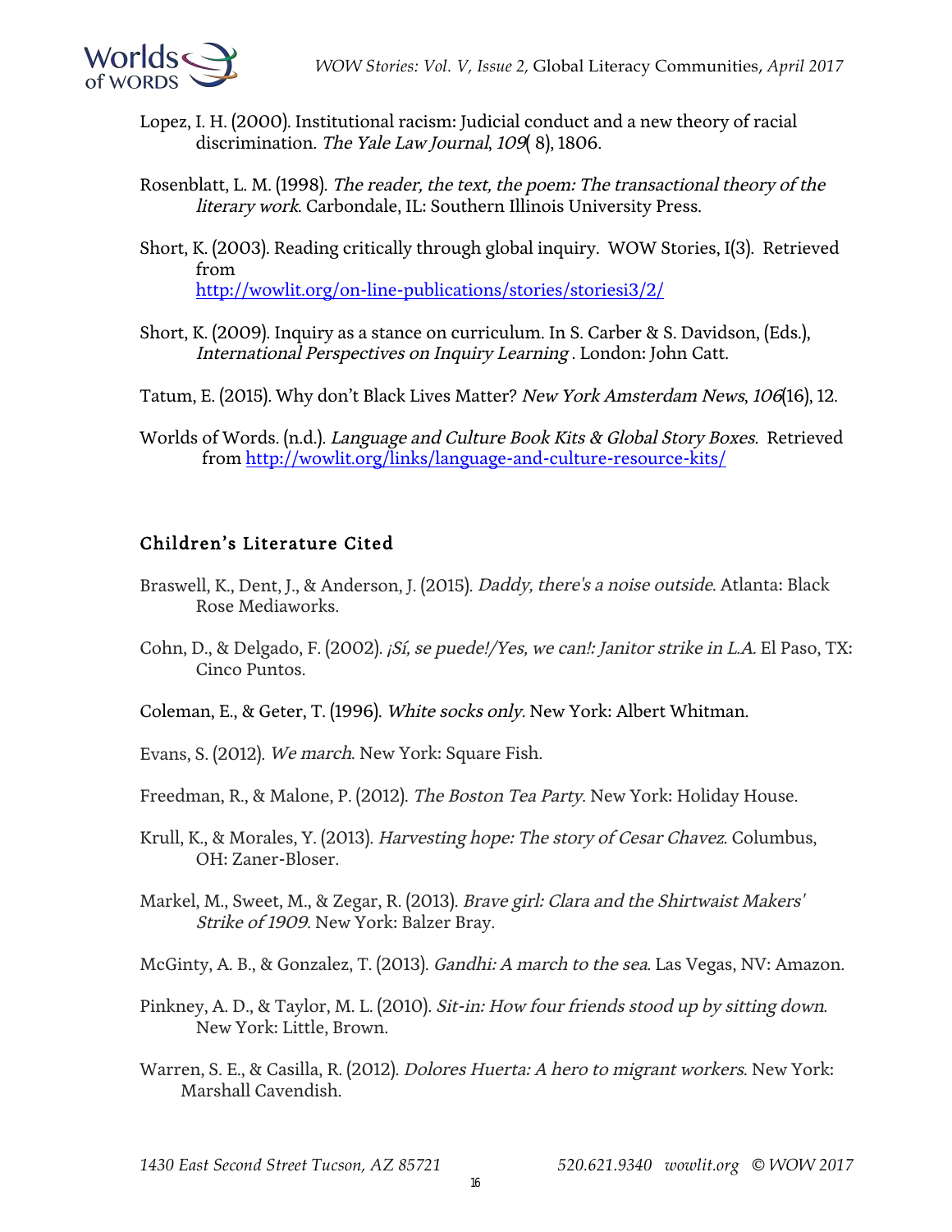Lopez, I. H. (2000). Institutional racism: Judicial conduct and a new theory of racial discrimination. *The Yale Law Journal*, *109*( 8), 1806.

Rosenblatt, L. M. (1998). *The reader, the text, the poem: The transactional theory of the literary work*. Carbondale, IL: Southern Illinois University Press.

Short, K. (2003). Reading critically through global inquiry. WOW Stories, I(3). Retrieved from http://wowlit.org/on-line-publications/stories/storiesi3/2/

Short, K. (2009). Inquiry as a stance on curriculum. In S. Carber & S. Davidson, (Eds.), *International Perspectives on Inquiry Learning* . London: John Catt.

Tatum, E. (2015). Why don't Black Lives Matter? *New York Amsterdam News*, *106*(16), 12.

Worlds of Words. (n.d.). *Language and Culture Book Kits & Global Story Boxes*. Retrieved from http://wowlit.org/links/language-and-culture-resource-kits/

## Children's Literature Cited

Braswell, K., Dent, J., & Anderson, J. (2015). *Daddy, there's a noise outside*. Atlanta: Black Rose Mediaworks.

Cohn, D., & Delgado, F. (2002). *¡Sí, se puede!/Yes, we can!: Janitor strike in L.A.* El Paso, TX: Cinco Puntos.

Coleman, E., & Geter, T. (1996). *White socks only*. New York: Albert Whitman.

Evans, S. (2012). *We march*. New York: Square Fish.

Freedman, R., & Malone, P. (2012). *The Boston Tea Party*. New York: Holiday House.

Krull, K., & Morales, Y. (2013). *Harvesting hope: The story of Cesar Chavez*. Columbus, OH: Zaner-Bloser.

Markel, M., Sweet, M., & Zegar, R. (2013). *Brave girl: Clara and the Shirtwaist Makers' Strike of 1909*. New York: Balzer Bray.

McGinty, A. B., & Gonzalez, T. (2013). *Gandhi: A march to the sea*. Las Vegas, NV: Amazon.

Pinkney, A. D., & Taylor, M. L. (2010). *Sit-in: How four friends stood up by sitting down*. New York: Little, Brown.

Warren, S. E., & Casilla, R. (2012). *Dolores Huerta: A hero to migrant workers*. New York: Marshall Cavendish.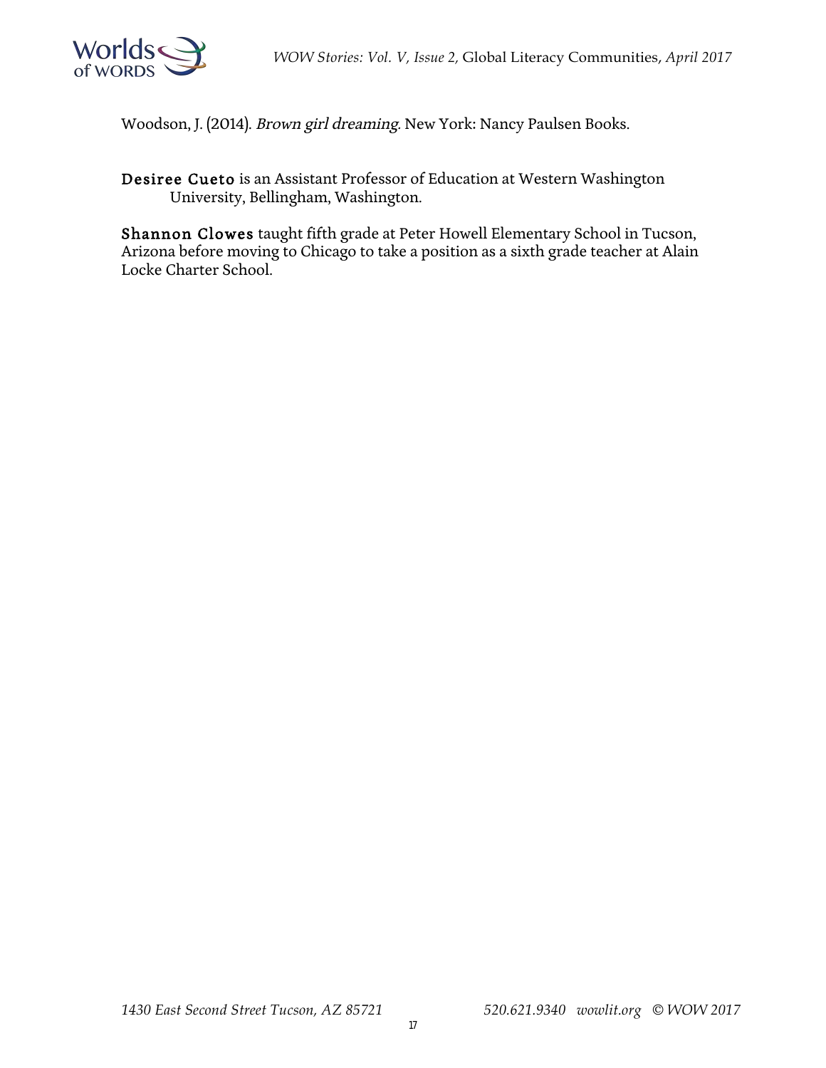Woodson, J. (2014). *Brown girl dreaming.* New York: Nancy Paulsen Books.

**Desiree Cueto** is an Assistant Professor of Education at Western Washington University, Bellingham, Washington.

**Shannon Clowes** taught fifth grade at Peter Howell Elementary School in Tucson, Arizona before moving to Chicago to take a position as a sixth grade teacher at Alain Locke Charter School.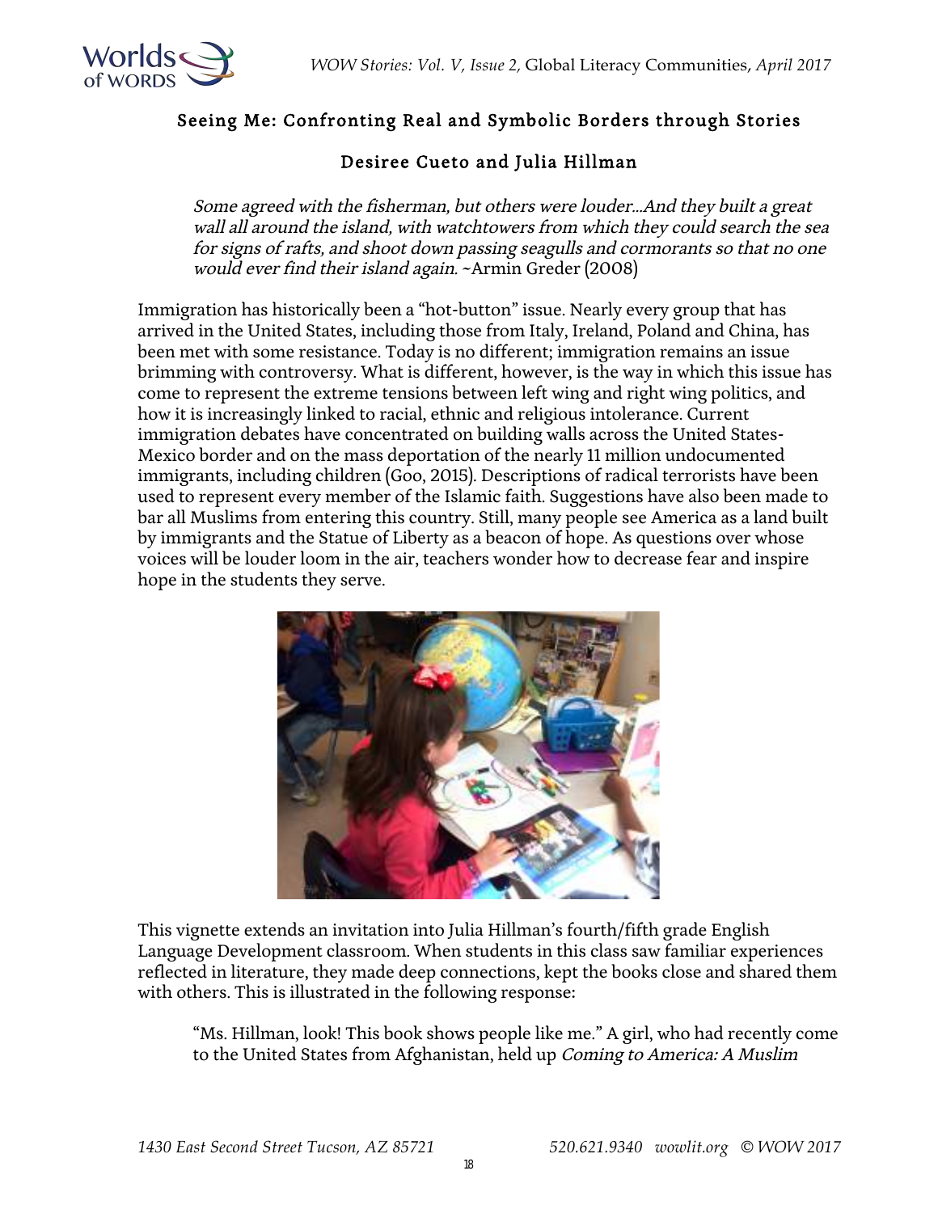## Seeing Me: Confronting Real and Symbolic Borders through Stories

### Desiree Cueto and Julia Hillman

> *Some agreed with the fisherman, but others were louder…And they built a great wall all around the island, with watchtowers from which they could search the sea for signs of rafts, and shoot down passing seagulls and cormorants so that no one would ever find their island again.* ~Armin Greder (2008)

Immigration has historically been a "hot-button" issue. Nearly every group that has arrived in the United States, including those from Italy, Ireland, Poland and China, has been met with some resistance. Today is no different; immigration remains an issue brimming with controversy. What is different, however, is the way in which this issue has come to represent the extreme tensions between left wing and right wing politics, and how it is increasingly linked to racial, ethnic and religious intolerance. Current immigration debates have concentrated on building walls across the United States-Mexico border and on the mass deportation of the nearly 11 million undocumented immigrants, including children (Goo, 2015). Descriptions of radical terrorists have been used to represent every member of the Islamic faith. Suggestions have also been made to bar all Muslims from entering this country. Still, many people see America as a land built by immigrants and the Statue of Liberty as a beacon of hope. As questions over whose voices will be louder loom in the air, teachers wonder how to decrease fear and inspire hope in the students they serve.

This vignette extends an invitation into Julia Hillman's fourth/fifth grade English Language Development classroom. When students in this class saw familiar experiences reflected in literature, they made deep connections, kept the books close and shared them with others. This is illustrated in the following response:

> "Ms. Hillman, look! This book shows people like me." A girl, who had recently come to the United States from Afghanistan, held up *Coming to America: A Muslim*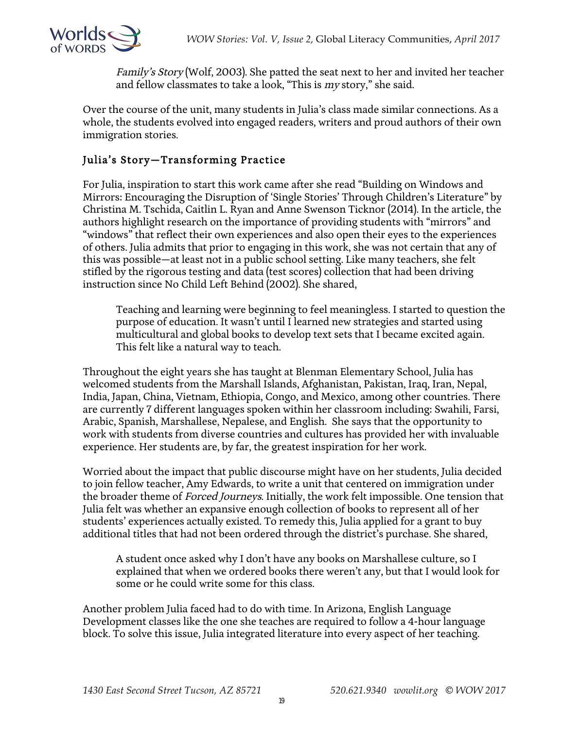*Family's Story* (Wolf, 2003). She patted the seat next to her and invited her teacher and fellow classmates to take a look, "This is *my* story," she said.

Over the course of the unit, many students in Julia's class made similar connections. As a whole, the students evolved into engaged readers, writers and proud authors of their own immigration stories.

## Julia's Story—Transforming Practice

For Julia, inspiration to start this work came after she read "Building on Windows and Mirrors: Encouraging the Disruption of 'Single Stories' Through Children's Literature" by Christina M. Tschida, Caitlin L. Ryan and Anne Swenson Ticknor (2014). In the article, the authors highlight research on the importance of providing students with "mirrors" and "windows" that reflect their own experiences and also open their eyes to the experiences of others. Julia admits that prior to engaging in this work, she was not certain that any of this was possible—at least not in a public school setting. Like many teachers, she felt stifled by the rigorous testing and data (test scores) collection that had been driving instruction since No Child Left Behind (2002). She shared,

> Teaching and learning were beginning to feel meaningless. I started to question the purpose of education. It wasn't until I learned new strategies and started using multicultural and global books to develop text sets that I became excited again. This felt like a natural way to teach.

Throughout the eight years she has taught at Blenman Elementary School, Julia has welcomed students from the Marshall Islands, Afghanistan, Pakistan, Iraq, Iran, Nepal, India, Japan, China, Vietnam, Ethiopia, Congo, and Mexico, among other countries. There are currently 7 different languages spoken within her classroom including: Swahili, Farsi, Arabic, Spanish, Marshallese, Nepalese, and English. She says that the opportunity to work with students from diverse countries and cultures has provided her with invaluable experience. Her students are, by far, the greatest inspiration for her work.

Worried about the impact that public discourse might have on her students, Julia decided to join fellow teacher, Amy Edwards, to write a unit that centered on immigration under the broader theme of *Forced Journeys*. Initially, the work felt impossible. One tension that Julia felt was whether an expansive enough collection of books to represent all of her students' experiences actually existed. To remedy this, Julia applied for a grant to buy additional titles that had not been ordered through the district's purchase. She shared,

> A student once asked why I don't have any books on Marshallese culture, so I explained that when we ordered books there weren't any, but that I would look for some or he could write some for this class.

Another problem Julia faced had to do with time. In Arizona, English Language Development classes like the one she teaches are required to follow a 4-hour language block. To solve this issue, Julia integrated literature into every aspect of her teaching.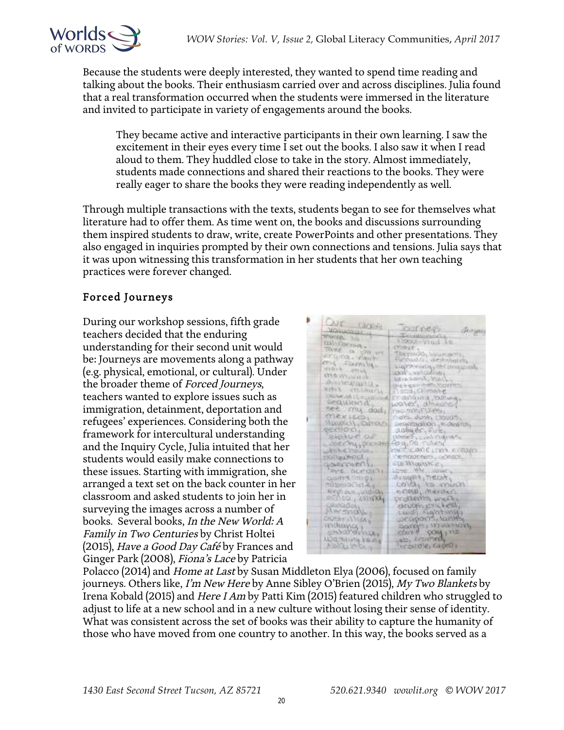Because the students were deeply interested, they wanted to spend time reading and talking about the books. Their enthusiasm carried over and across disciplines. Julia found that a real transformation occurred when the students were immersed in the literature and invited to participate in variety of engagements around the books.

> They became active and interactive participants in their own learning. I saw the excitement in their eyes every time I set out the books. I also saw it when I read aloud to them. They huddled close to take in the story. Almost immediately, students made connections and shared their reactions to the books. They were really eager to share the books they were reading independently as well.

Through multiple transactions with the texts, students began to see for themselves what literature had to offer them. As time went on, the books and discussions surrounding them inspired students to draw, write, create PowerPoints and other presentations. They also engaged in inquiries prompted by their own connections and tensions. Julia says that it was upon witnessing this transformation in her students that her own teaching practices were forever changed.

## Forced Journeys

During our workshop sessions, fifth grade teachers decided that the enduring understanding for their second unit would be: Journeys are movements along a pathway (e.g. physical, emotional, or cultural). Under the broader theme of *Forced Journeys*, teachers wanted to explore issues such as immigration, detainment, deportation and refugees' experiences. Considering both the framework for intercultural understanding and the Inquiry Cycle, Julia intuited that her students would easily make connections to these issues. Starting with immigration, she arranged a text set on the back counter in her classroom and asked students to join her in surveying the images across a number of books. Several books, *In the New World: A Family in Two Centuries* by Christ Holtei (2015), *Have a Good Day Café* by Frances and Ginger Park (2008), *Fiona's Lace* by Patricia Polacco (2014) and *Home at Last* by Susan Middleton Elya (2006), focused on family journeys. Others like, *I'm New Here* by Anne Sibley O'Brien (2015), *My Two Blankets* by Irena Kobald (2015) and *Here I Am* by Patti Kim (2015) featured children who struggled to adjust to life at a new school and in a new culture without losing their sense of identity. What was consistent across the set of books was their ability to capture the humanity of those who have moved from one country to another. In this way, the books served as a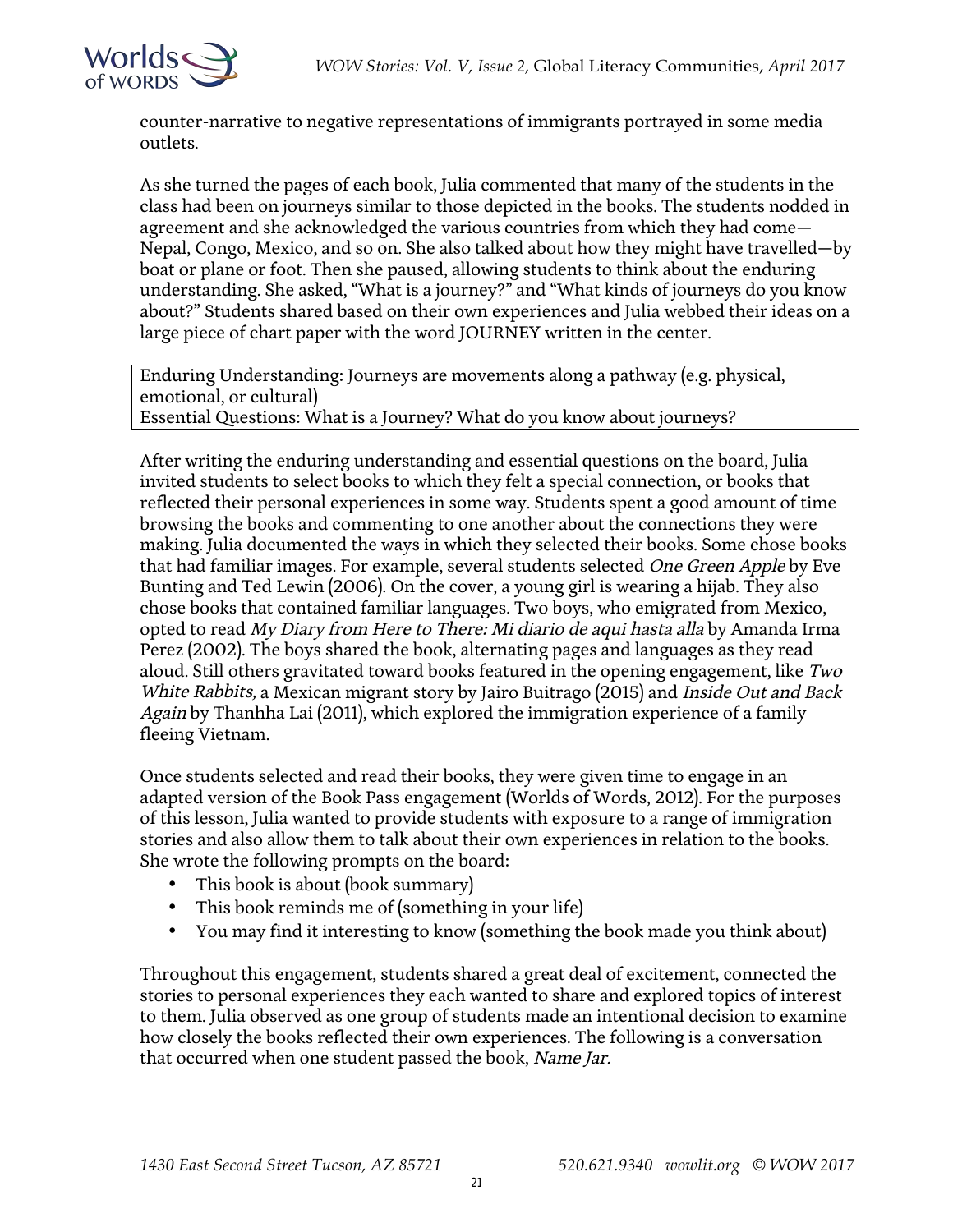counter-narrative to negative representations of immigrants portrayed in some media outlets.

As she turned the pages of each book, Julia commented that many of the students in the class had been on journeys similar to those depicted in the books. The students nodded in agreement and she acknowledged the various countries from which they had come—Nepal, Congo, Mexico, and so on. She also talked about how they might have travelled—by boat or plane or foot. Then she paused, allowing students to think about the enduring understanding. She asked, "What is a journey?" and "What kinds of journeys do you know about?" Students shared based on their own experiences and Julia webbed their ideas on a large piece of chart paper with the word JOURNEY written in the center.

| Enduring Understanding: Journeys are movements along a pathway (e.g. physical, emotional, or cultural)<br>Essential Questions: What is a Journey? What do you know about journeys? |
|---|

After writing the enduring understanding and essential questions on the board, Julia invited students to select books to which they felt a special connection, or books that reflected their personal experiences in some way. Students spent a good amount of time browsing the books and commenting to one another about the connections they were making. Julia documented the ways in which they selected their books. Some chose books that had familiar images. For example, several students selected *One Green Apple* by Eve Bunting and Ted Lewin (2006). On the cover, a young girl is wearing a hijab. They also chose books that contained familiar languages. Two boys, who emigrated from Mexico, opted to read *My Diary from Here to There: Mi diario de aqui hasta alla* by Amanda Irma Perez (2002). The boys shared the book, alternating pages and languages as they read aloud. Still others gravitated toward books featured in the opening engagement, like *Two White Rabbits,* a Mexican migrant story by Jairo Buitrago (2015) and *Inside Out and Back Again* by Thanhha Lai (2011), which explored the immigration experience of a family fleeing Vietnam.

Once students selected and read their books, they were given time to engage in an adapted version of the Book Pass engagement (Worlds of Words, 2012). For the purposes of this lesson, Julia wanted to provide students with exposure to a range of immigration stories and also allow them to talk about their own experiences in relation to the books. She wrote the following prompts on the board:

- This book is about (book summary)
- This book reminds me of (something in your life)
- You may find it interesting to know (something the book made you think about)

Throughout this engagement, students shared a great deal of excitement, connected the stories to personal experiences they each wanted to share and explored topics of interest to them. Julia observed as one group of students made an intentional decision to examine how closely the books reflected their own experiences. The following is a conversation that occurred when one student passed the book, *Name Jar.*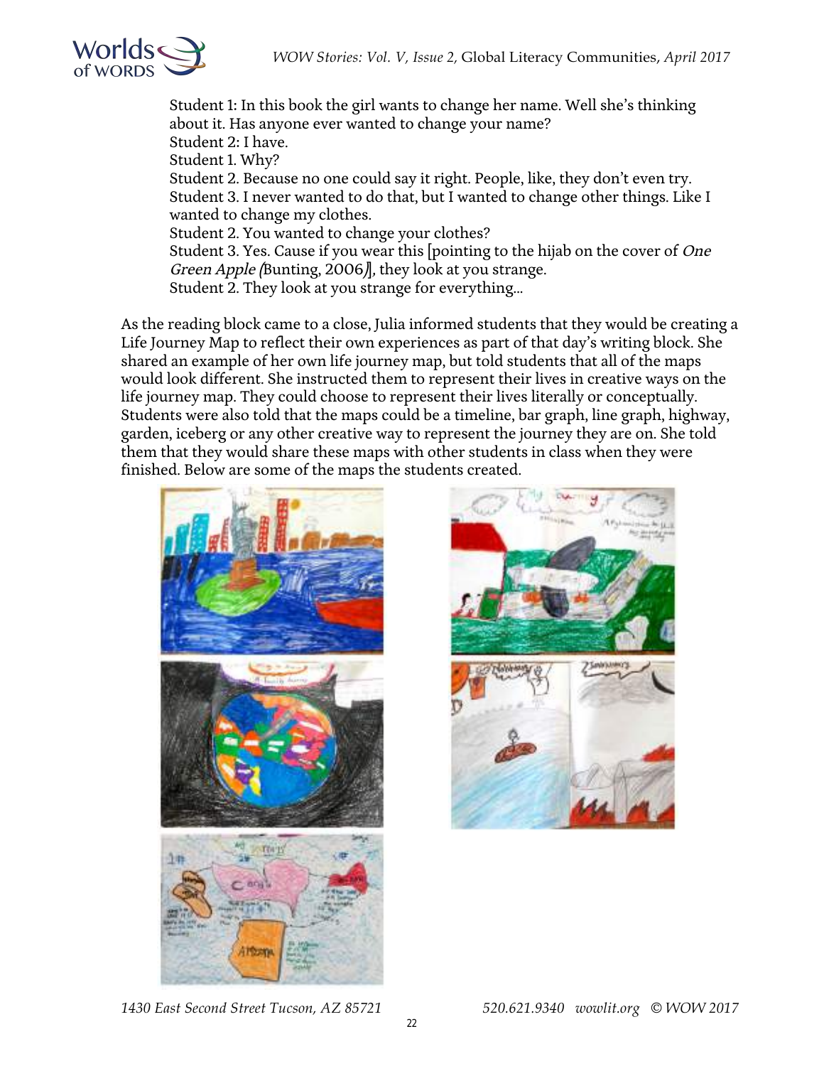Student 1: In this book the girl wants to change her name. Well she's thinking about it. Has anyone ever wanted to change your name?
Student 2: I have.
Student 1. Why?
Student 2. Because no one could say it right. People, like, they don't even try.
Student 3. I never wanted to do that, but I wanted to change other things. Like I wanted to change my clothes.
Student 2. You wanted to change your clothes?
Student 3. Yes. Cause if you wear this [pointing to the hijab on the cover of *One Green Apple* (Bunting, 2006)], they look at you strange.
Student 2. They look at you strange for everything...

As the reading block came to a close, Julia informed students that they would be creating a Life Journey Map to reflect their own experiences as part of that day's writing block. She shared an example of her own life journey map, but told students that all of the maps would look different. She instructed them to represent their lives in creative ways on the life journey map. They could choose to represent their lives literally or conceptually. Students were also told that the maps could be a timeline, bar graph, line graph, highway, garden, iceberg or any other creative way to represent the journey they are on. She told them that they would share these maps with other students in class when they were finished. Below are some of the maps the students created.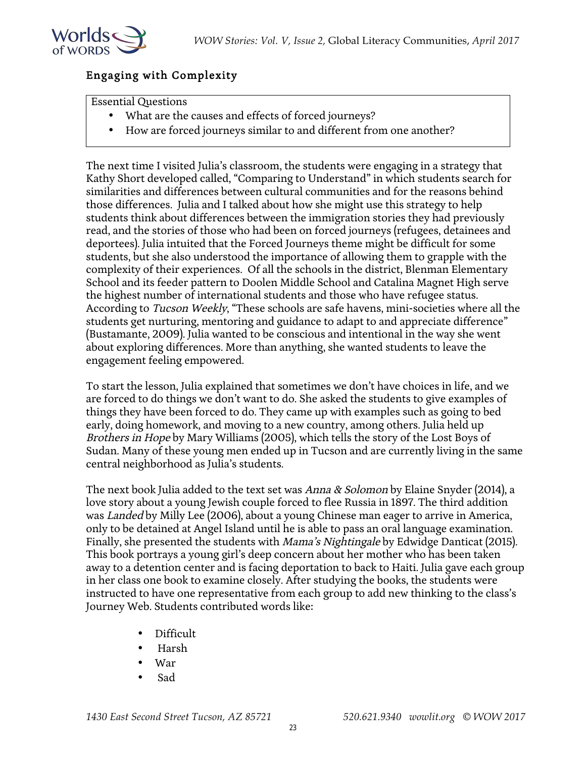## Engaging with Complexity

Essential Questions
- What are the causes and effects of forced journeys?
- How are forced journeys similar to and different from one another?

The next time I visited Julia's classroom, the students were engaging in a strategy that Kathy Short developed called, "Comparing to Understand" in which students search for similarities and differences between cultural communities and for the reasons behind those differences. Julia and I talked about how she might use this strategy to help students think about differences between the immigration stories they had previously read, and the stories of those who had been on forced journeys (refugees, detainees and deportees). Julia intuited that the Forced Journeys theme might be difficult for some students, but she also understood the importance of allowing them to grapple with the complexity of their experiences. Of all the schools in the district, Blenman Elementary School and its feeder pattern to Doolen Middle School and Catalina Magnet High serve the highest number of international students and those who have refugee status. According to *Tucson Weekly*, "These schools are safe havens, mini-societies where all the students get nurturing, mentoring and guidance to adapt to and appreciate difference" (Bustamante, 2009). Julia wanted to be conscious and intentional in the way she went about exploring differences. More than anything, she wanted students to leave the engagement feeling empowered.

To start the lesson, Julia explained that sometimes we don't have choices in life, and we are forced to do things we don't want to do. She asked the students to give examples of things they have been forced to do. They came up with examples such as going to bed early, doing homework, and moving to a new country, among others. Julia held up *Brothers in Hope* by Mary Williams (2005), which tells the story of the Lost Boys of Sudan. Many of these young men ended up in Tucson and are currently living in the same central neighborhood as Julia's students.

The next book Julia added to the text set was *Anna & Solomon* by Elaine Snyder (2014), a love story about a young Jewish couple forced to flee Russia in 1897. The third addition was *Landed* by Milly Lee (2006), about a young Chinese man eager to arrive in America, only to be detained at Angel Island until he is able to pass an oral language examination. Finally, she presented the students with *Mama's Nightingale* by Edwidge Danticat (2015). This book portrays a young girl's deep concern about her mother who has been taken away to a detention center and is facing deportation to back to Haiti. Julia gave each group in her class one book to examine closely. After studying the books, the students were instructed to have one representative from each group to add new thinking to the class's Journey Web. Students contributed words like:

- Difficult
- Harsh
- War
- Sad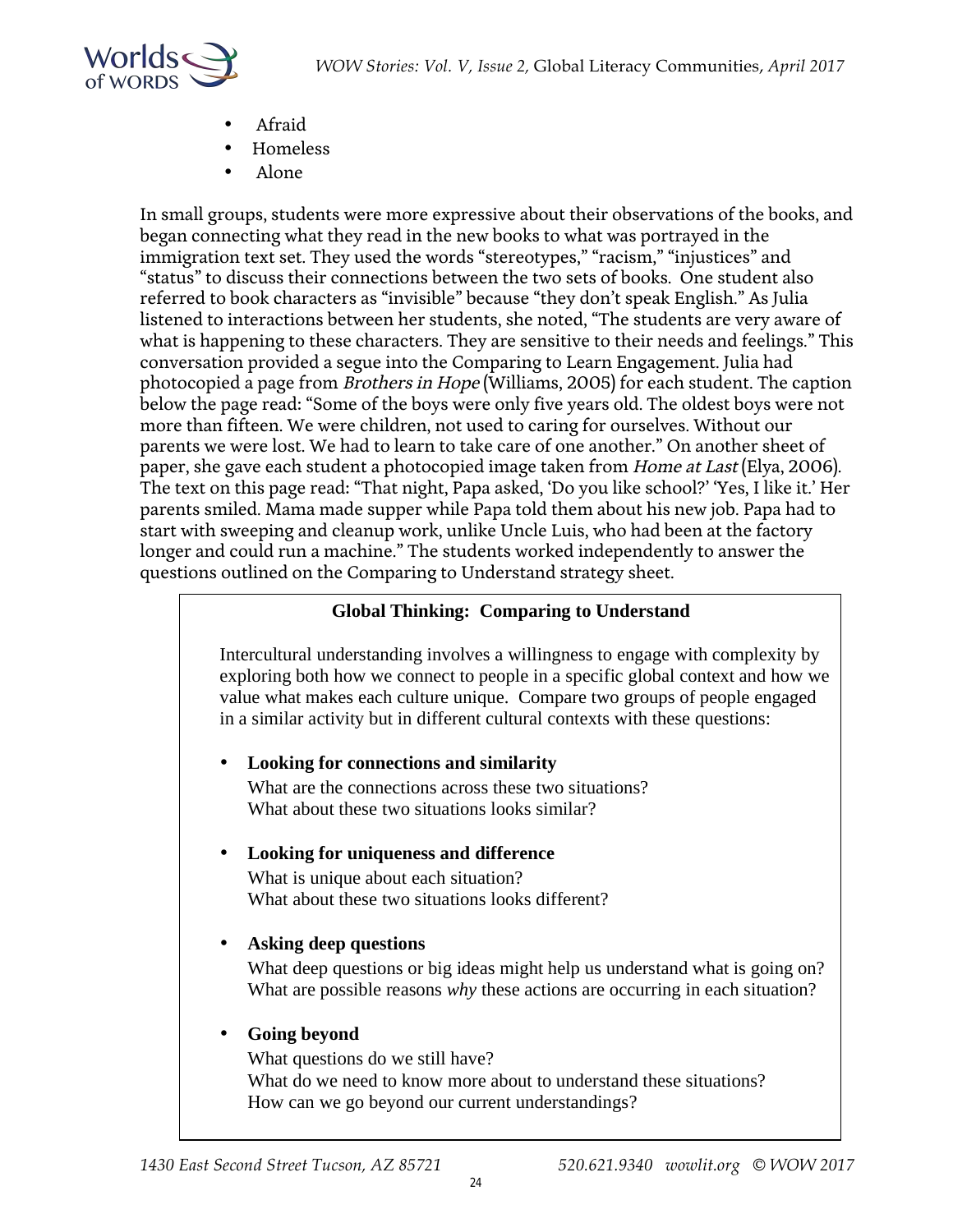- Afraid
- Homeless
- Alone

In small groups, students were more expressive about their observations of the books, and began connecting what they read in the new books to what was portrayed in the immigration text set. They used the words "stereotypes," "racism," "injustices" and "status" to discuss their connections between the two sets of books. One student also referred to book characters as "invisible" because "they don't speak English." As Julia listened to interactions between her students, she noted, "The students are very aware of what is happening to these characters. They are sensitive to their needs and feelings." This conversation provided a segue into the Comparing to Learn Engagement. Julia had photocopied a page from *Brothers in Hope* (Williams, 2005) for each student. The caption below the page read: "Some of the boys were only five years old. The oldest boys were not more than fifteen. We were children, not used to caring for ourselves. Without our parents we were lost. We had to learn to take care of one another." On another sheet of paper, she gave each student a photocopied image taken from *Home at Last* (Elya, 2006). The text on this page read: "That night, Papa asked, 'Do you like school?' 'Yes, I like it.' Her parents smiled. Mama made supper while Papa told them about his new job. Papa had to start with sweeping and cleanup work, unlike Uncle Luis, who had been at the factory longer and could run a machine." The students worked independently to answer the questions outlined on the Comparing to Understand strategy sheet.

**Global Thinking: Comparing to Understand**

Intercultural understanding involves a willingness to engage with complexity by exploring both how we connect to people in a specific global context and how we value what makes each culture unique. Compare two groups of people engaged in a similar activity but in different cultural contexts with these questions:

- **Looking for connections and similarity**
  What are the connections across these two situations?
  What about these two situations looks similar?

- **Looking for uniqueness and difference**
  What is unique about each situation?
  What about these two situations looks different?

- **Asking deep questions**
  What deep questions or big ideas might help us understand what is going on?
  What are possible reasons *why* these actions are occurring in each situation?

- **Going beyond**
  What questions do we still have?
  What do we need to know more about to understand these situations?
  How can we go beyond our current understandings?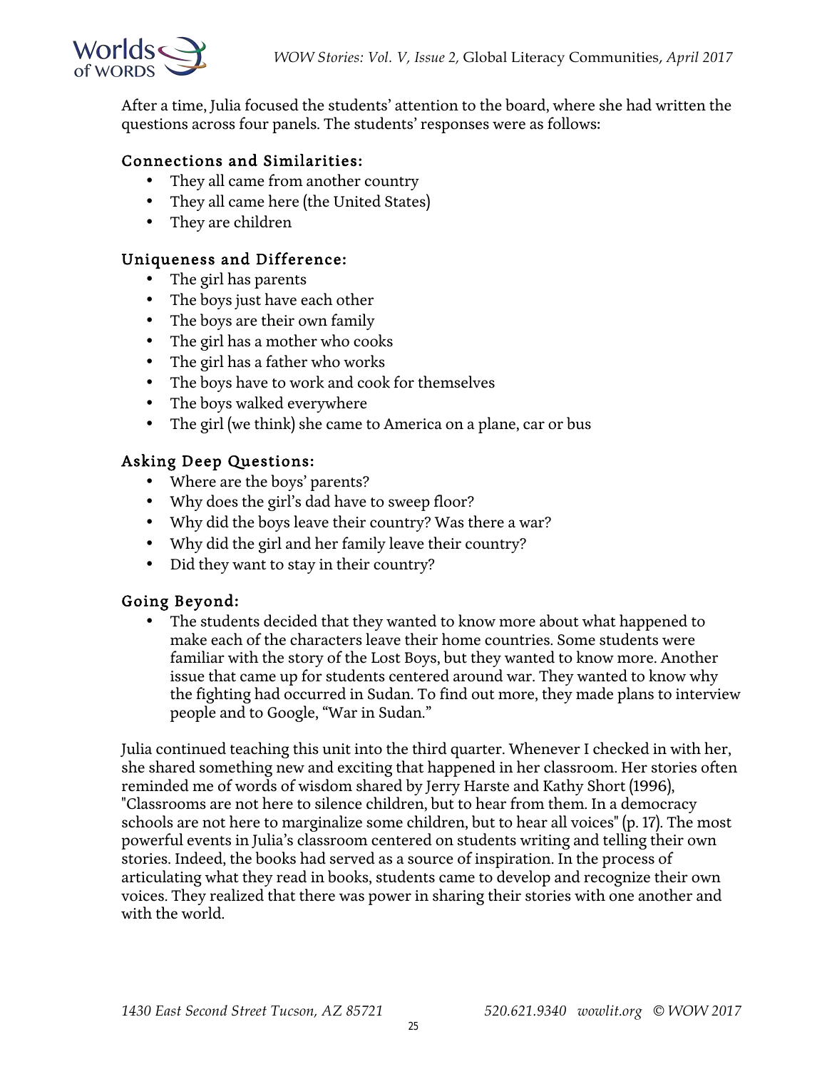After a time, Julia focused the students' attention to the board, where she had written the questions across four panels. The students' responses were as follows:

### Connections and Similarities:

- They all came from another country
- They all came here (the United States)
- They are children

### Uniqueness and Difference:

- The girl has parents
- The boys just have each other
- The boys are their own family
- The girl has a mother who cooks
- The girl has a father who works
- The boys have to work and cook for themselves
- The boys walked everywhere
- The girl (we think) she came to America on a plane, car or bus

### Asking Deep Questions:

- Where are the boys' parents?
- Why does the girl's dad have to sweep floor?
- Why did the boys leave their country? Was there a war?
- Why did the girl and her family leave their country?
- Did they want to stay in their country?

### Going Beyond:

- The students decided that they wanted to know more about what happened to make each of the characters leave their home countries. Some students were familiar with the story of the Lost Boys, but they wanted to know more. Another issue that came up for students centered around war. They wanted to know why the fighting had occurred in Sudan. To find out more, they made plans to interview people and to Google, "War in Sudan."

Julia continued teaching this unit into the third quarter. Whenever I checked in with her, she shared something new and exciting that happened in her classroom. Her stories often reminded me of words of wisdom shared by Jerry Harste and Kathy Short (1996), "Classrooms are not here to silence children, but to hear from them. In a democracy schools are not here to marginalize some children, but to hear all voices" (p. 17). The most powerful events in Julia's classroom centered on students writing and telling their own stories. Indeed, the books had served as a source of inspiration. In the process of articulating what they read in books, students came to develop and recognize their own voices. They realized that there was power in sharing their stories with one another and with the world.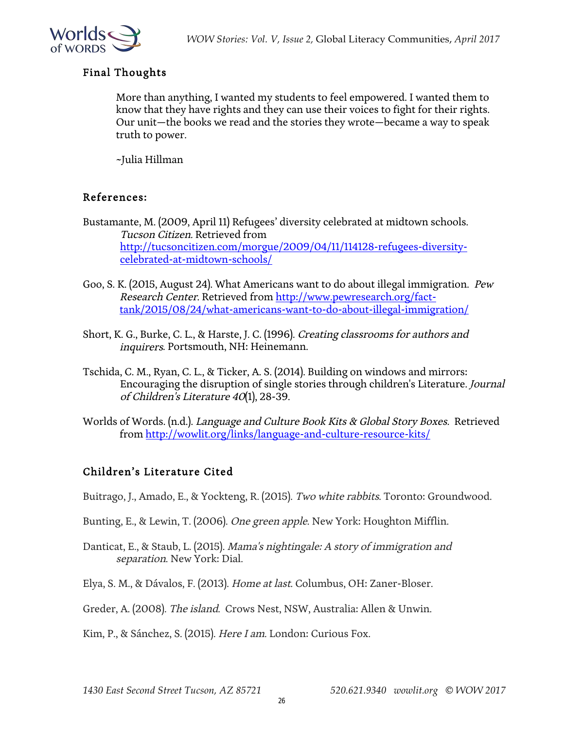## Final Thoughts

> More than anything, I wanted my students to feel empowered. I wanted them to know that they have rights and they can use their voices to fight for their rights. Our unit—the books we read and the stories they wrote—became a way to speak truth to power.
>
> ~Julia Hillman

## References:

Bustamante, M. (2009, April 11) Refugees' diversity celebrated at midtown schools. *Tucson Citizen.* Retrieved from http://tucsoncitizen.com/morgue/2009/04/11/114128-refugees-diversity-celebrated-at-midtown-schools/

Goo, S. K. (2015, August 24). What Americans want to do about illegal immigration. *Pew Research Center*. Retrieved from http://www.pewresearch.org/fact-tank/2015/08/24/what-americans-want-to-do-about-illegal-immigration/

Short, K. G., Burke, C. L., & Harste, J. C. (1996). *Creating classrooms for authors and inquirers*. Portsmouth, NH: Heinemann.

Tschida, C. M., Ryan, C. L., & Ticker, A. S. (2014). Building on windows and mirrors: Encouraging the disruption of single stories through children's Literature. *Journal of Children's Literature 40*(1), 28-39.

Worlds of Words. (n.d.). *Language and Culture Book Kits & Global Story Boxes.* Retrieved from http://wowlit.org/links/language-and-culture-resource-kits/

## Children's Literature Cited

Buitrago, J., Amado, E., & Yockteng, R. (2015). *Two white rabbits*. Toronto: Groundwood.

Bunting, E., & Lewin, T. (2006). *One green apple*. New York: Houghton Mifflin.

Danticat, E., & Staub, L. (2015). *Mama's nightingale: A story of immigration and separation*. New York: Dial.

Elya, S. M., & Dávalos, F. (2013). *Home at last*. Columbus, OH: Zaner-Bloser.

Greder, A. (2008). *The island*. Crows Nest, NSW, Australia: Allen & Unwin.

Kim, P., & Sánchez, S. (2015). *Here I am*. London: Curious Fox.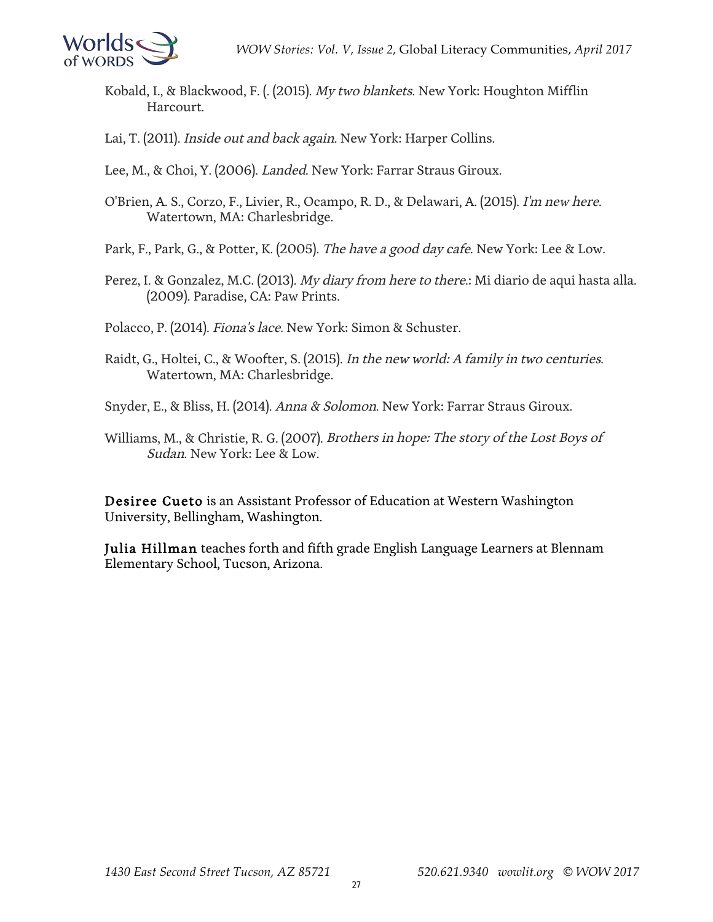Kobald, I., & Blackwood, F. (. (2015). *My two blankets*. New York: Houghton Mifflin Harcourt.

Lai, T. (2011). *Inside out and back again*. New York: Harper Collins.

Lee, M., & Choi, Y. (2006). *Landed*. New York: Farrar Straus Giroux.

O'Brien, A. S., Corzo, F., Livier, R., Ocampo, R. D., & Delawari, A. (2015). *I'm new here*. Watertown, MA: Charlesbridge.

Park, F., Park, G., & Potter, K. (2005). *The have a good day cafe*. New York: Lee & Low.

Perez, I. & Gonzalez, M.C. (2013). *My diary from here to there*.: Mi diario de aqui hasta alla. (2009). Paradise, CA: Paw Prints.

Polacco, P. (2014). *Fiona's lace*. New York: Simon & Schuster.

Raidt, G., Holtei, C., & Woofter, S. (2015). *In the new world: A family in two centuries*. Watertown, MA: Charlesbridge.

Snyder, E., & Bliss, H. (2014). *Anna & Solomon*. New York: Farrar Straus Giroux.

Williams, M., & Christie, R. G. (2007). *Brothers in hope: The story of the Lost Boys of Sudan*. New York: Lee & Low.

**Desiree Cueto** is an Assistant Professor of Education at Western Washington University, Bellingham, Washington.

**Julia Hillman** teaches forth and fifth grade English Language Learners at Blennam Elementary School, Tucson, Arizona.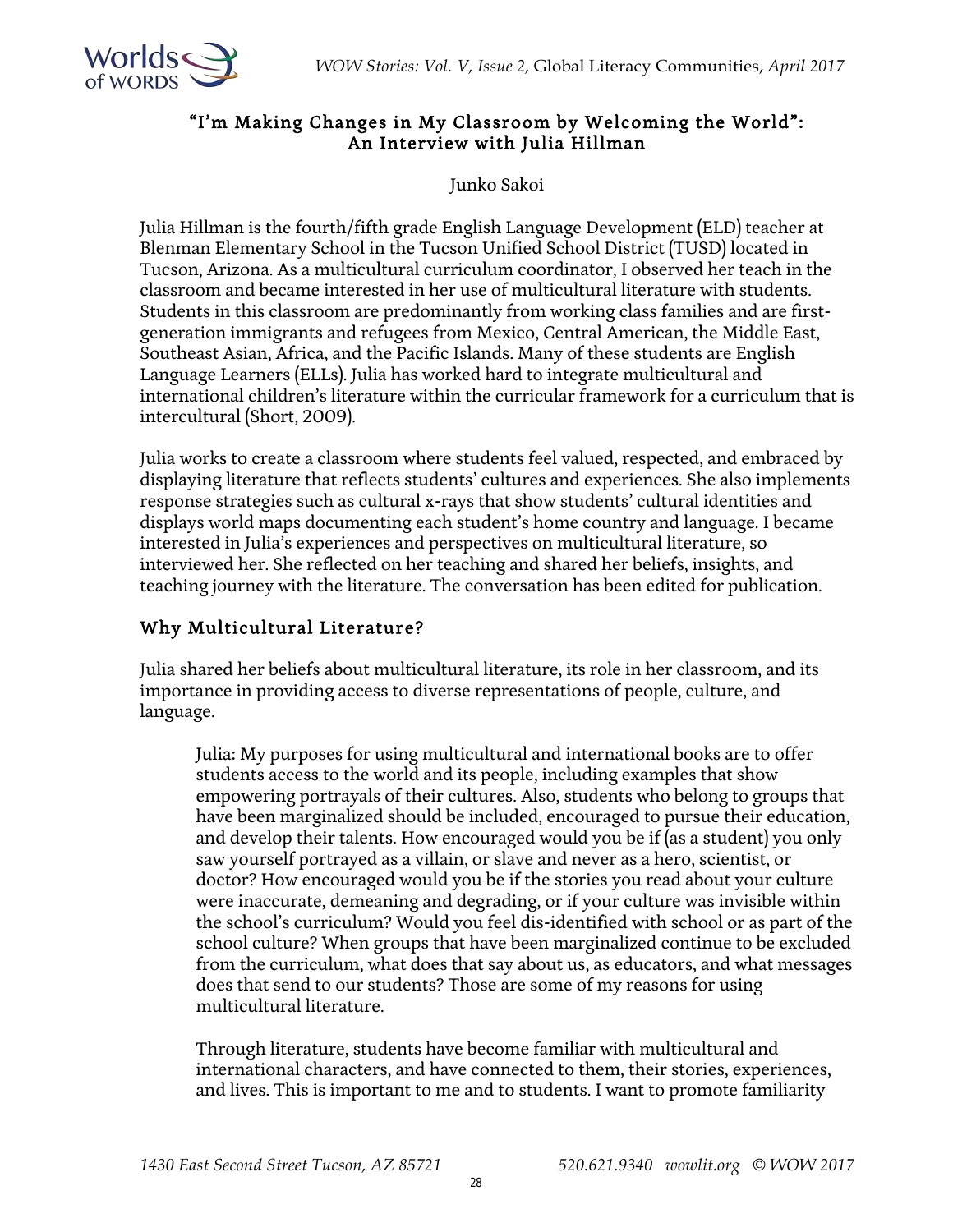## "I'm Making Changes in My Classroom by Welcoming the World": An Interview with Julia Hillman

Junko Sakoi

Julia Hillman is the fourth/fifth grade English Language Development (ELD) teacher at Blenman Elementary School in the Tucson Unified School District (TUSD) located in Tucson, Arizona. As a multicultural curriculum coordinator, I observed her teach in the classroom and became interested in her use of multicultural literature with students. Students in this classroom are predominantly from working class families and are first-generation immigrants and refugees from Mexico, Central American, the Middle East, Southeast Asian, Africa, and the Pacific Islands. Many of these students are English Language Learners (ELLs). Julia has worked hard to integrate multicultural and international children's literature within the curricular framework for a curriculum that is intercultural (Short, 2009).

Julia works to create a classroom where students feel valued, respected, and embraced by displaying literature that reflects students' cultures and experiences. She also implements response strategies such as cultural x-rays that show students' cultural identities and displays world maps documenting each student's home country and language. I became interested in Julia's experiences and perspectives on multicultural literature, so interviewed her. She reflected on her teaching and shared her beliefs, insights, and teaching journey with the literature. The conversation has been edited for publication.

### Why Multicultural Literature?

Julia shared her beliefs about multicultural literature, its role in her classroom, and its importance in providing access to diverse representations of people, culture, and language.

> Julia: My purposes for using multicultural and international books are to offer students access to the world and its people, including examples that show empowering portrayals of their cultures. Also, students who belong to groups that have been marginalized should be included, encouraged to pursue their education, and develop their talents. How encouraged would you be if (as a student) you only saw yourself portrayed as a villain, or slave and never as a hero, scientist, or doctor? How encouraged would you be if the stories you read about your culture were inaccurate, demeaning and degrading, or if your culture was invisible within the school's curriculum? Would you feel dis-identified with school or as part of the school culture? When groups that have been marginalized continue to be excluded from the curriculum, what does that say about us, as educators, and what messages does that send to our students? Those are some of my reasons for using multicultural literature.
>
> Through literature, students have become familiar with multicultural and international characters, and have connected to them, their stories, experiences, and lives. This is important to me and to students. I want to promote familiarity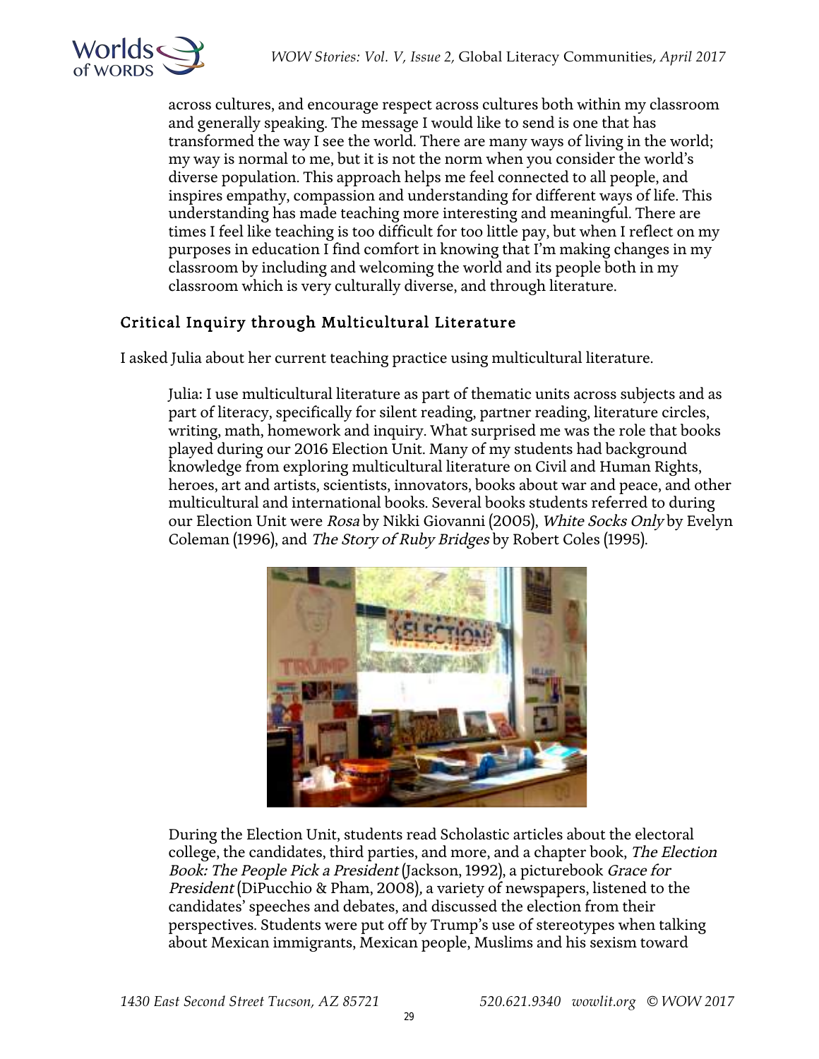across cultures, and encourage respect across cultures both within my classroom and generally speaking. The message I would like to send is one that has transformed the way I see the world. There are many ways of living in the world; my way is normal to me, but it is not the norm when you consider the world's diverse population. This approach helps me feel connected to all people, and inspires empathy, compassion and understanding for different ways of life. This understanding has made teaching more interesting and meaningful. There are times I feel like teaching is too difficult for too little pay, but when I reflect on my purposes in education I find comfort in knowing that I'm making changes in my classroom by including and welcoming the world and its people both in my classroom which is very culturally diverse, and through literature.

## Critical Inquiry through Multicultural Literature

I asked Julia about her current teaching practice using multicultural literature.

Julia: I use multicultural literature as part of thematic units across subjects and as part of literacy, specifically for silent reading, partner reading, literature circles, writing, math, homework and inquiry. What surprised me was the role that books played during our 2016 Election Unit. Many of my students had background knowledge from exploring multicultural literature on Civil and Human Rights, heroes, art and artists, scientists, innovators, books about war and peace, and other multicultural and international books. Several books students referred to during our Election Unit were *Rosa* by Nikki Giovanni (2005), *White Socks Only* by Evelyn Coleman (1996), and *The Story of Ruby Bridges* by Robert Coles (1995).

During the Election Unit, students read Scholastic articles about the electoral college, the candidates, third parties, and more, and a chapter book, *The Election Book: The People Pick a President* (Jackson, 1992), a picturebook *Grace for President* (DiPucchio & Pham, 2008), a variety of newspapers, listened to the candidates' speeches and debates, and discussed the election from their perspectives. Students were put off by Trump's use of stereotypes when talking about Mexican immigrants, Mexican people, Muslims and his sexism toward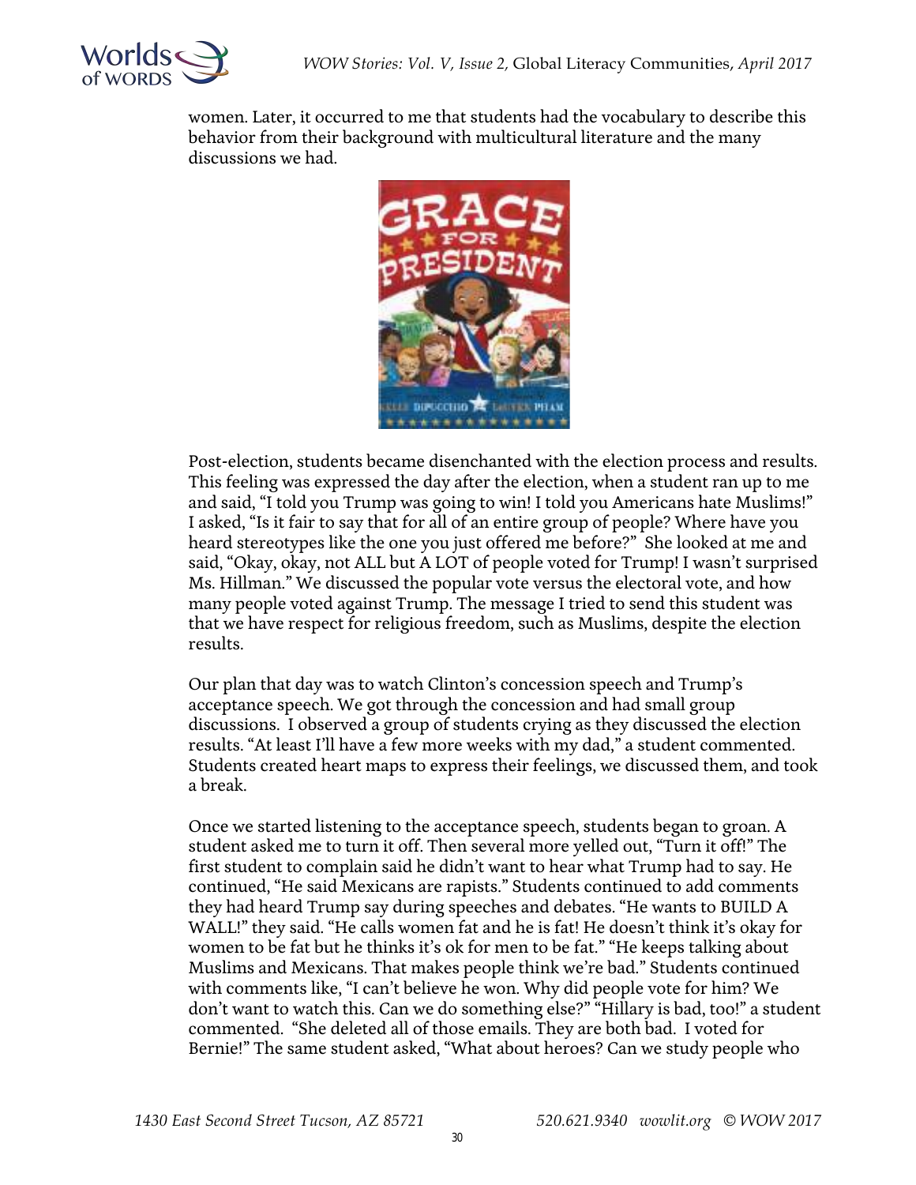women. Later, it occurred to me that students had the vocabulary to describe this behavior from their background with multicultural literature and the many discussions we had.

Post-election, students became disenchanted with the election process and results. This feeling was expressed the day after the election, when a student ran up to me and said, "I told you Trump was going to win! I told you Americans hate Muslims!" I asked, "Is it fair to say that for all of an entire group of people? Where have you heard stereotypes like the one you just offered me before?" She looked at me and said, "Okay, okay, not ALL but A LOT of people voted for Trump! I wasn't surprised Ms. Hillman." We discussed the popular vote versus the electoral vote, and how many people voted against Trump. The message I tried to send this student was that we have respect for religious freedom, such as Muslims, despite the election results.

Our plan that day was to watch Clinton's concession speech and Trump's acceptance speech. We got through the concession and had small group discussions. I observed a group of students crying as they discussed the election results. "At least I'll have a few more weeks with my dad," a student commented. Students created heart maps to express their feelings, we discussed them, and took a break.

Once we started listening to the acceptance speech, students began to groan. A student asked me to turn it off. Then several more yelled out, "Turn it off!" The first student to complain said he didn't want to hear what Trump had to say. He continued, "He said Mexicans are rapists." Students continued to add comments they had heard Trump say during speeches and debates. "He wants to BUILD A WALL!" they said. "He calls women fat and he is fat! He doesn't think it's okay for women to be fat but he thinks it's ok for men to be fat." "He keeps talking about Muslims and Mexicans. That makes people think we're bad." Students continued with comments like, "I can't believe he won. Why did people vote for him? We don't want to watch this. Can we do something else?" "Hillary is bad, too!" a student commented. "She deleted all of those emails. They are both bad. I voted for Bernie!" The same student asked, "What about heroes? Can we study people who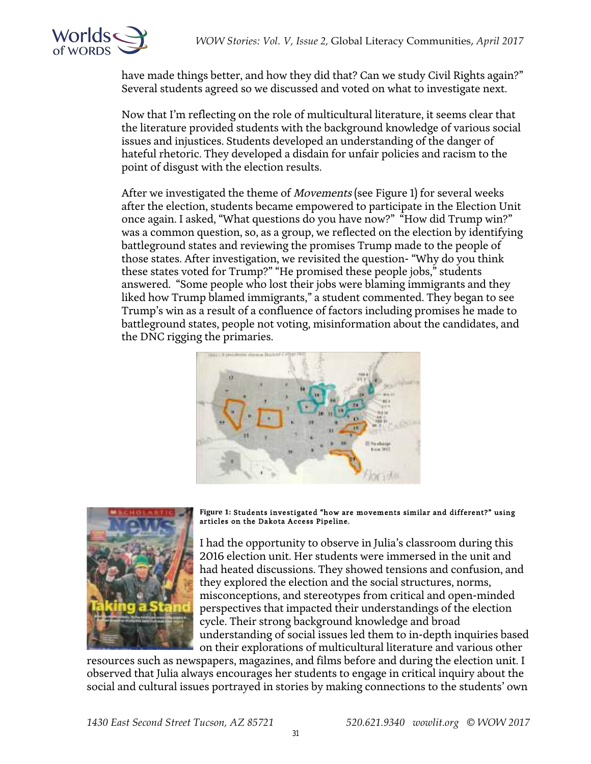have made things better, and how they did that? Can we study Civil Rights again?" Several students agreed so we discussed and voted on what to investigate next.

Now that I'm reflecting on the role of multicultural literature, it seems clear that the literature provided students with the background knowledge of various social issues and injustices. Students developed an understanding of the danger of hateful rhetoric. They developed a disdain for unfair policies and racism to the point of disgust with the election results.

After we investigated the theme of *Movements* (see Figure 1) for several weeks after the election, students became empowered to participate in the Election Unit once again. I asked, "What questions do you have now?" "How did Trump win?" was a common question, so, as a group, we reflected on the election by identifying battleground states and reviewing the promises Trump made to the people of those states. After investigation, we revisited the question- "Why do you think these states voted for Trump?" "He promised these people jobs," students answered. "Some people who lost their jobs were blaming immigrants and they liked how Trump blamed immigrants," a student commented. They began to see Trump's win as a result of a confluence of factors including promises he made to battleground states, people not voting, misinformation about the candidates, and the DNC rigging the primaries.

**Figure 1: Students investigated "how are movements similar and different?" using articles on the Dakota Access Pipeline.**

I had the opportunity to observe in Julia's classroom during this 2016 election unit. Her students were immersed in the unit and had heated discussions. They showed tensions and confusion, and they explored the election and the social structures, norms, misconceptions, and stereotypes from critical and open-minded perspectives that impacted their understandings of the election cycle. Their strong background knowledge and broad understanding of social issues led them to in-depth inquiries based on their explorations of multicultural literature and various other resources such as newspapers, magazines, and films before and during the election unit. I observed that Julia always encourages her students to engage in critical inquiry about the social and cultural issues portrayed in stories by making connections to the students' own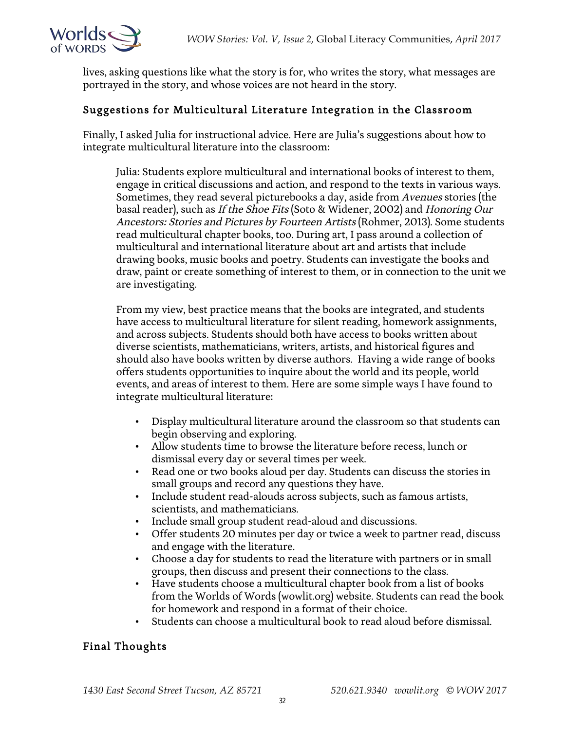lives, asking questions like what the story is for, who writes the story, what messages are portrayed in the story, and whose voices are not heard in the story.

## Suggestions for Multicultural Literature Integration in the Classroom

Finally, I asked Julia for instructional advice. Here are Julia's suggestions about how to integrate multicultural literature into the classroom:

> Julia: Students explore multicultural and international books of interest to them, engage in critical discussions and action, and respond to the texts in various ways. Sometimes, they read several picturebooks a day, aside from *Avenues* stories (the basal reader), such as *If the Shoe Fits* (Soto & Widener, 2002) and *Honoring Our Ancestors: Stories and Pictures by Fourteen Artists* (Rohmer, 2013). Some students read multicultural chapter books, too. During art, I pass around a collection of multicultural and international literature about art and artists that include drawing books, music books and poetry. Students can investigate the books and draw, paint or create something of interest to them, or in connection to the unit we are investigating.
>
> From my view, best practice means that the books are integrated, and students have access to multicultural literature for silent reading, homework assignments, and across subjects. Students should both have access to books written about diverse scientists, mathematicians, writers, artists, and historical figures and should also have books written by diverse authors. Having a wide range of books offers students opportunities to inquire about the world and its people, world events, and areas of interest to them. Here are some simple ways I have found to integrate multicultural literature:
>
> - Display multicultural literature around the classroom so that students can begin observing and exploring.
> - Allow students time to browse the literature before recess, lunch or dismissal every day or several times per week.
> - Read one or two books aloud per day. Students can discuss the stories in small groups and record any questions they have.
> - Include student read-alouds across subjects, such as famous artists, scientists, and mathematicians.
> - Include small group student read-aloud and discussions.
> - Offer students 20 minutes per day or twice a week to partner read, discuss and engage with the literature.
> - Choose a day for students to read the literature with partners or in small groups, then discuss and present their connections to the class.
> - Have students choose a multicultural chapter book from a list of books from the Worlds of Words (wowlit.org) website. Students can read the book for homework and respond in a format of their choice.
> - Students can choose a multicultural book to read aloud before dismissal.

## Final Thoughts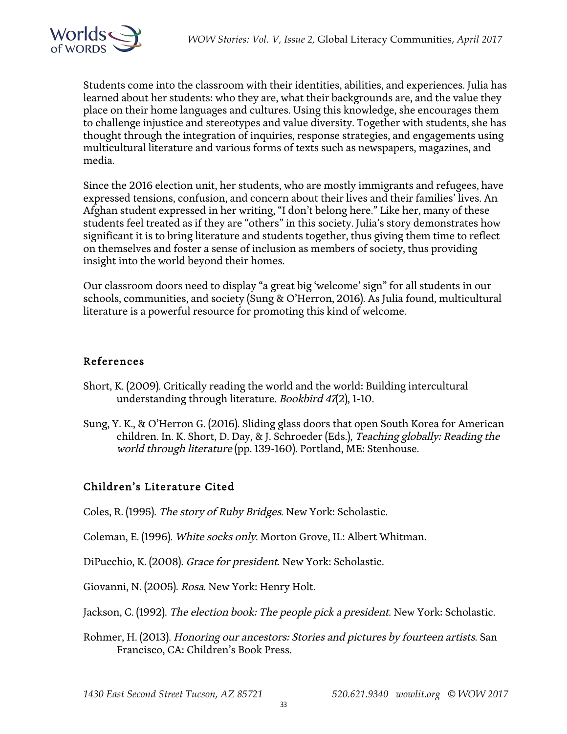Students come into the classroom with their identities, abilities, and experiences. Julia has learned about her students: who they are, what their backgrounds are, and the value they place on their home languages and cultures. Using this knowledge, she encourages them to challenge injustice and stereotypes and value diversity. Together with students, she has thought through the integration of inquiries, response strategies, and engagements using multicultural literature and various forms of texts such as newspapers, magazines, and media.

Since the 2016 election unit, her students, who are mostly immigrants and refugees, have expressed tensions, confusion, and concern about their lives and their families' lives. An Afghan student expressed in her writing, "I don't belong here." Like her, many of these students feel treated as if they are "others" in this society. Julia's story demonstrates how significant it is to bring literature and students together, thus giving them time to reflect on themselves and foster a sense of inclusion as members of society, thus providing insight into the world beyond their homes.

Our classroom doors need to display "a great big 'welcome' sign" for all students in our schools, communities, and society (Sung & O'Herron, 2016). As Julia found, multicultural literature is a powerful resource for promoting this kind of welcome.

## References

Short, K. (2009). Critically reading the world and the world: Building intercultural understanding through literature. *Bookbird 47*(2), 1-10.

Sung, Y. K., & O'Herron G. (2016). Sliding glass doors that open South Korea for American children. In. K. Short, D. Day, & J. Schroeder (Eds.), *Teaching globally: Reading the world through literature* (pp. 139-160). Portland, ME: Stenhouse.

## Children's Literature Cited

Coles, R. (1995). *The story of Ruby Bridges*. New York: Scholastic.

Coleman, E. (1996). *White socks only*. Morton Grove, IL: Albert Whitman.

DiPucchio, K. (2008). *Grace for president*. New York: Scholastic.

Giovanni, N. (2005). *Rosa*. New York: Henry Holt.

Jackson, C. (1992). *The election book: The people pick a president*. New York: Scholastic.

Rohmer, H. (2013). *Honoring our ancestors: Stories and pictures by fourteen artists*. San Francisco, CA: Children's Book Press.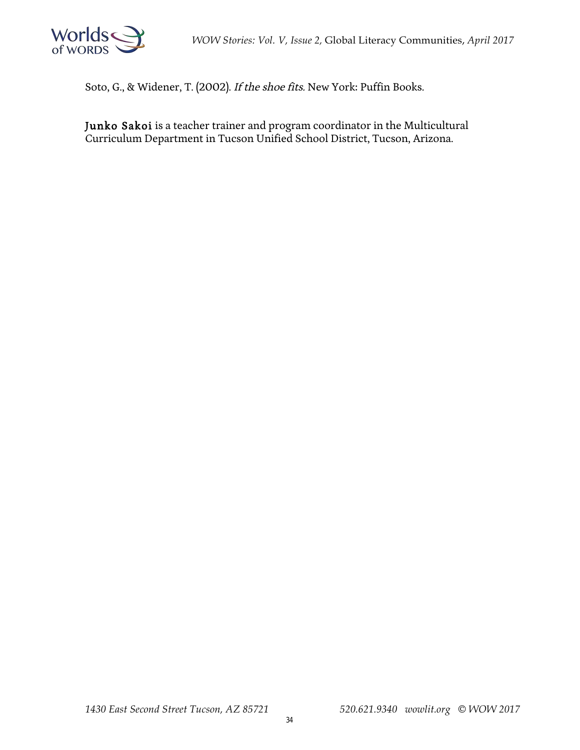Soto, G., & Widener, T. (2002). *If the shoe fits.* New York: Puffin Books.

**Junko Sakoi** is a teacher trainer and program coordinator in the Multicultural Curriculum Department in Tucson Unified School District, Tucson, Arizona.